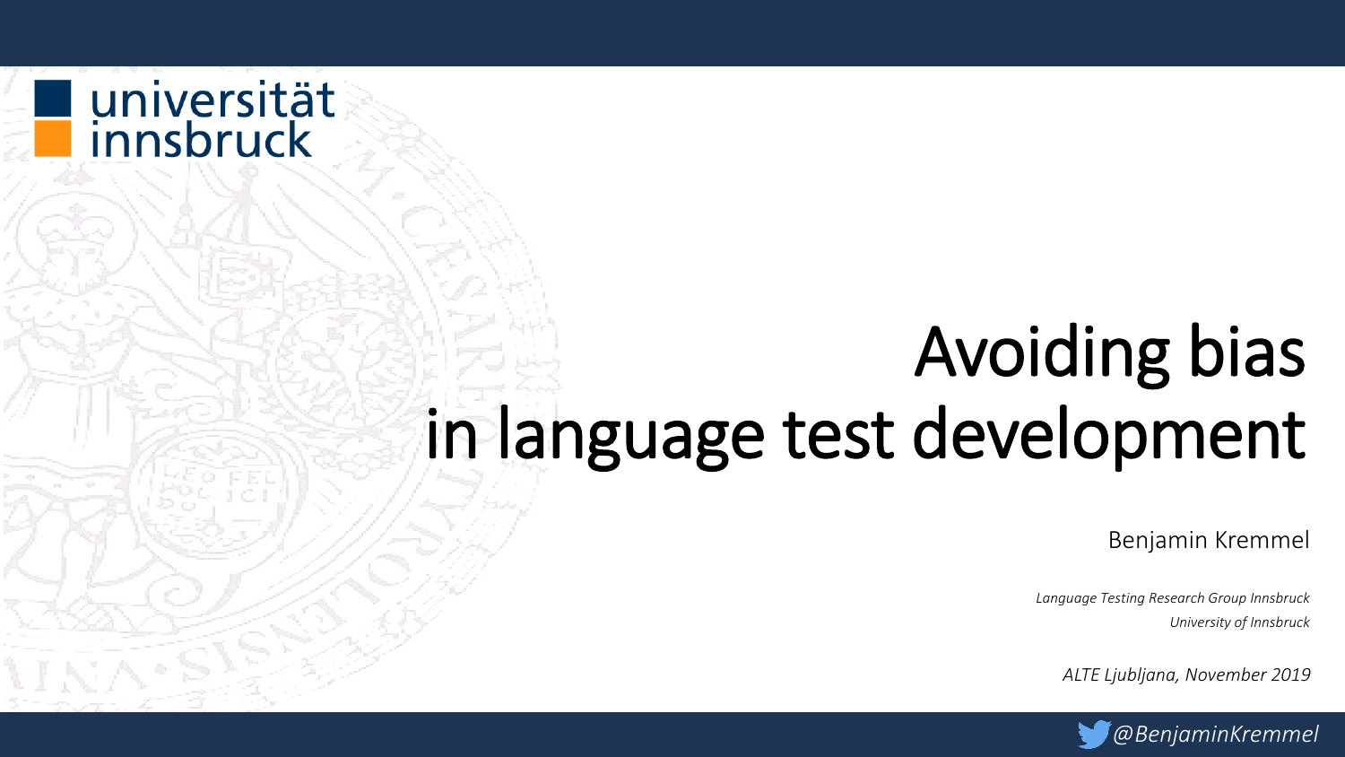universität innsbruck

# Avoiding bias in language test development

Benjamin Kremmel

*Language Testing Research Group Innsbruck*
*University of Innsbruck*

*ALTE Ljubljana, November 2019*

*@BenjaminKremmel*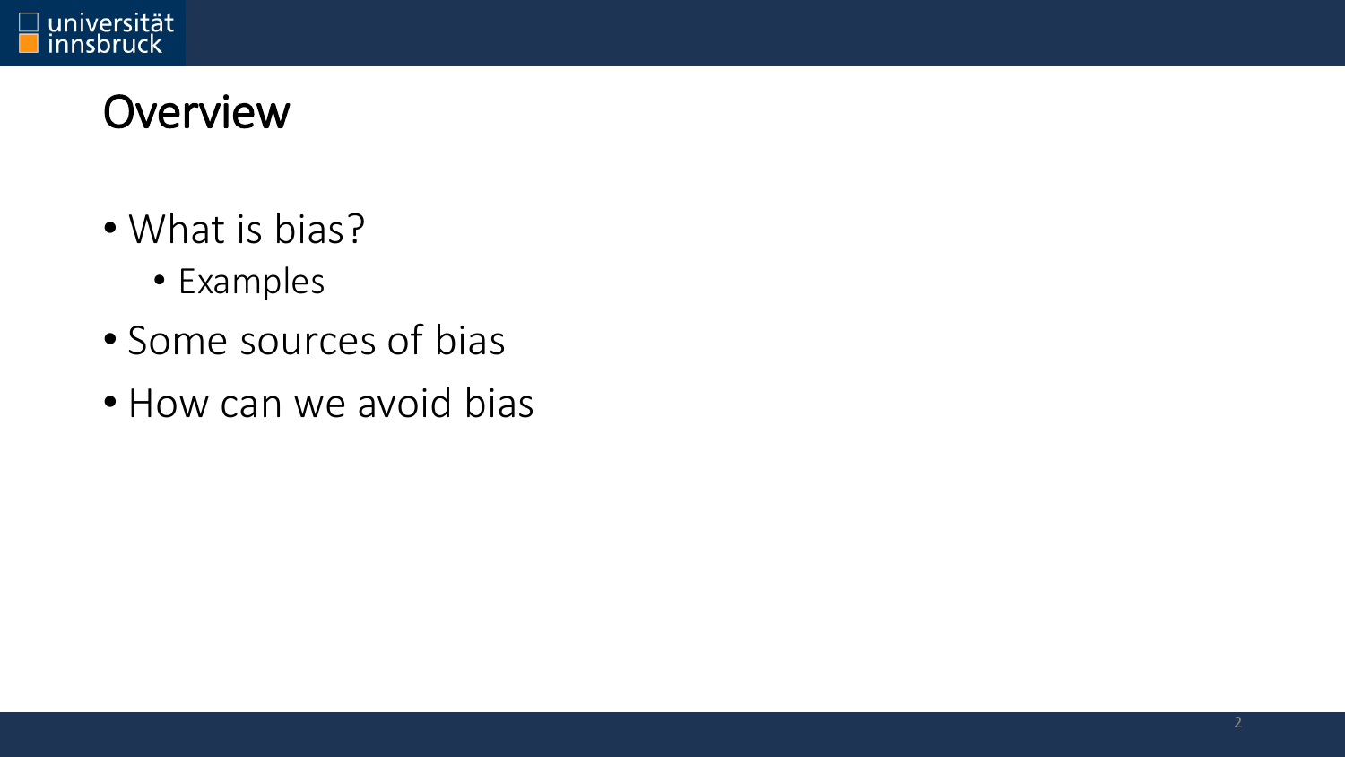# Overview

- What is bias?
  - Examples
- Some sources of bias
- How can we avoid bias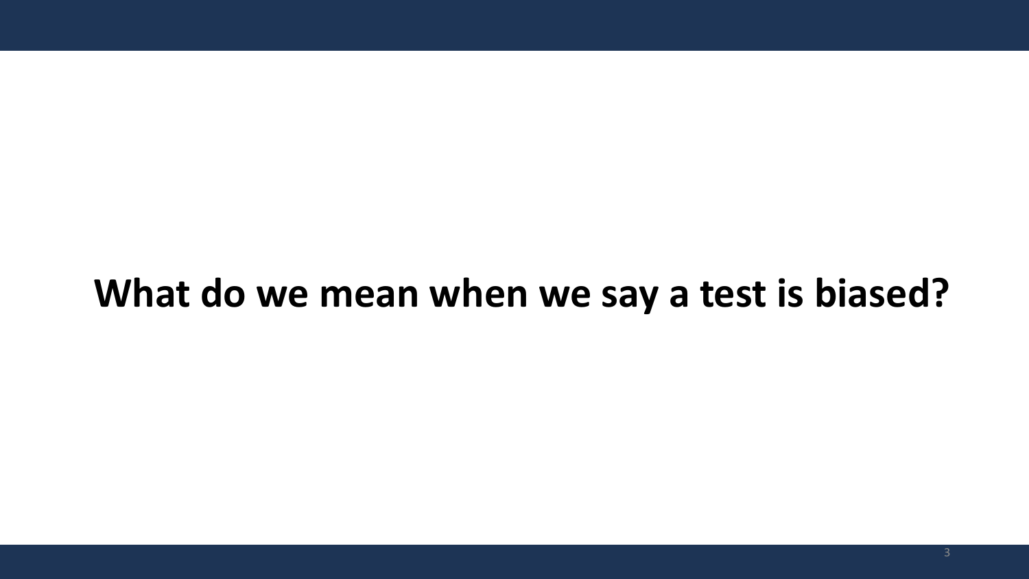**What do we mean when we say a test is biased?**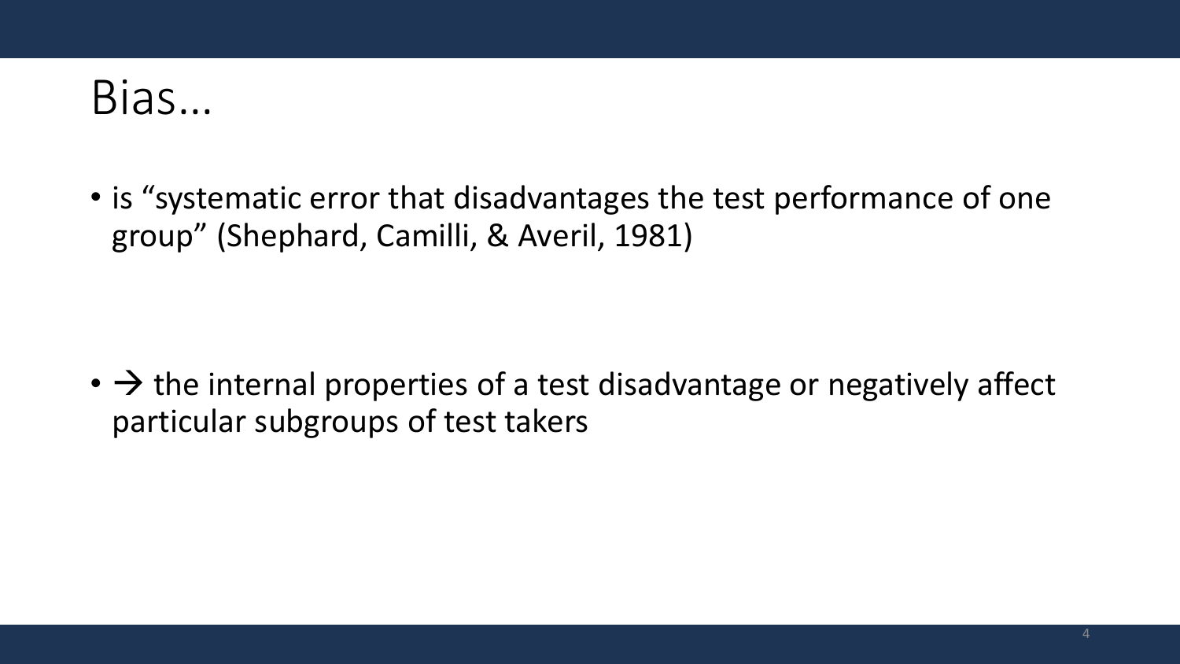# Bias…

- is "systematic error that disadvantages the test performance of one group" (Shephard, Camilli, & Averil, 1981)

- → the internal properties of a test disadvantage or negatively affect particular subgroups of test takers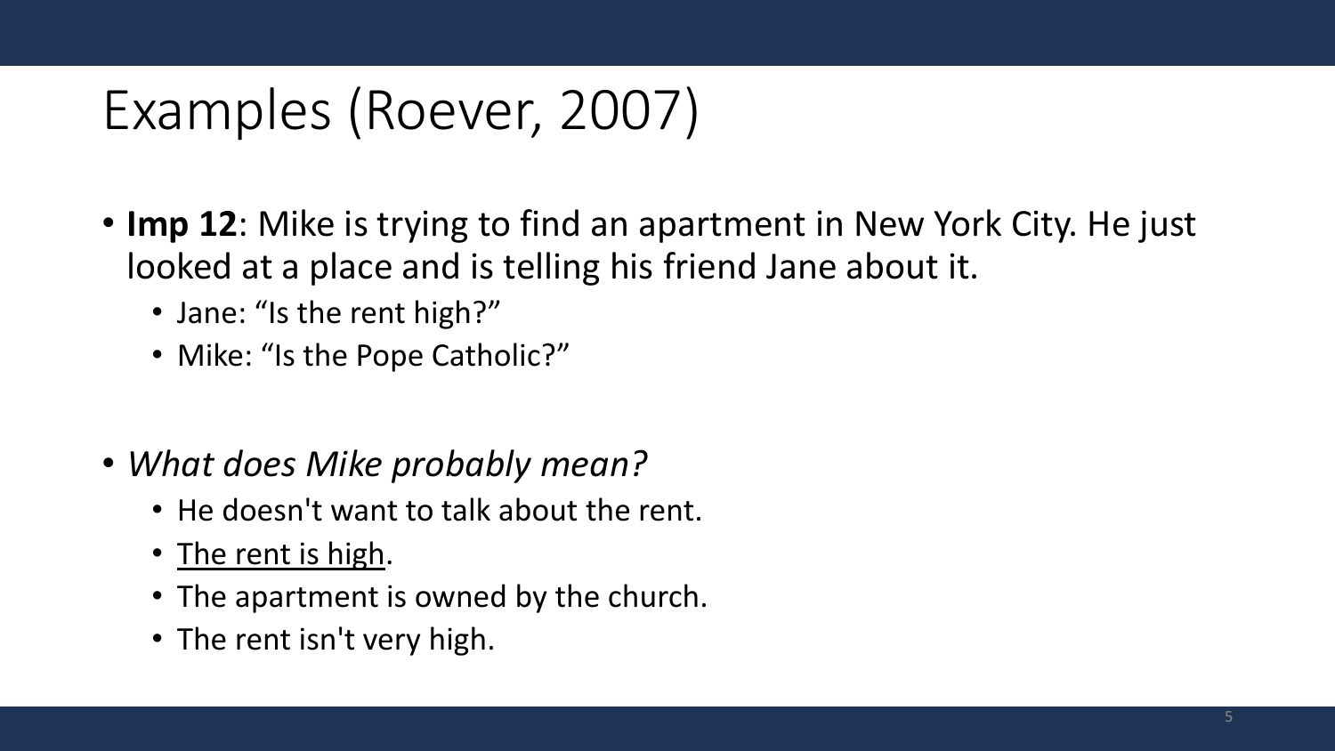# Examples (Roever, 2007)

- **Imp 12**: Mike is trying to find an apartment in New York City. He just looked at a place and is telling his friend Jane about it.
  - Jane: “Is the rent high?”
  - Mike: “Is the Pope Catholic?”

- *What does Mike probably mean?*
  - He doesn't want to talk about the rent.
  - <u>The rent is high</u>.
  - The apartment is owned by the church.
  - The rent isn't very high.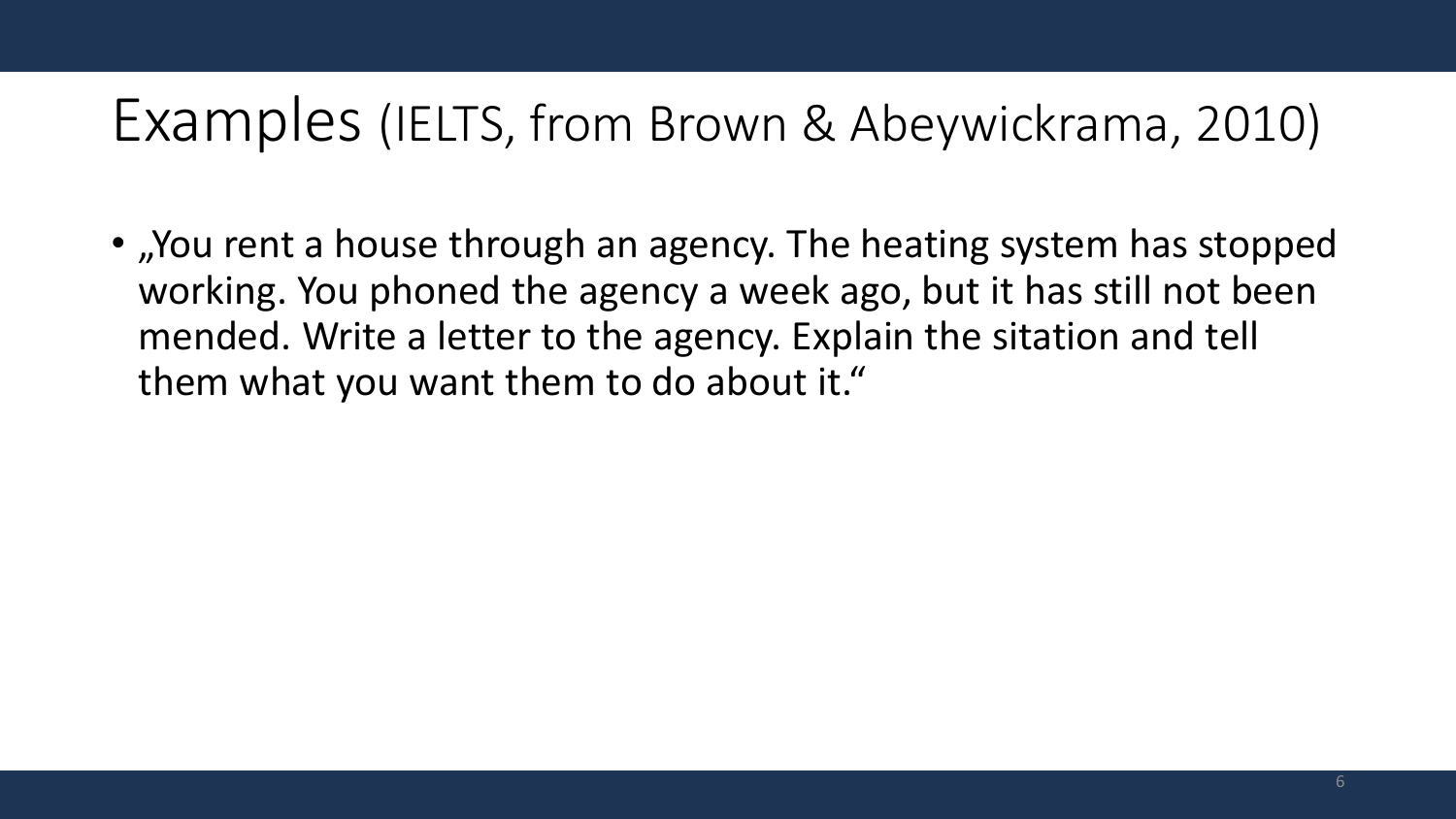# Examples (IELTS, from Brown & Abeywickrama, 2010)

- „You rent a house through an agency. The heating system has stopped working. You phoned the agency a week ago, but it has still not been mended. Write a letter to the agency. Explain the sitation and tell them what you want them to do about it."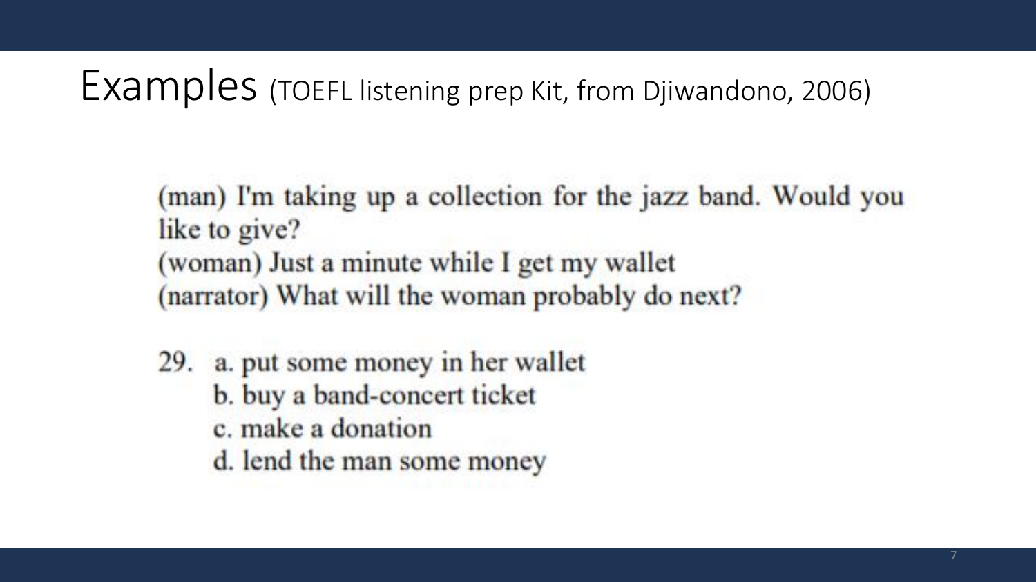# Examples (TOEFL listening prep Kit, from Djiwandono, 2006)

(man) I'm taking up a collection for the jazz band. Would you like to give?
(woman) Just a minute while I get my wallet
(narrator) What will the woman probably do next?

29. a. put some money in her wallet
    b. buy a band-concert ticket
    c. make a donation
    d. lend the man some money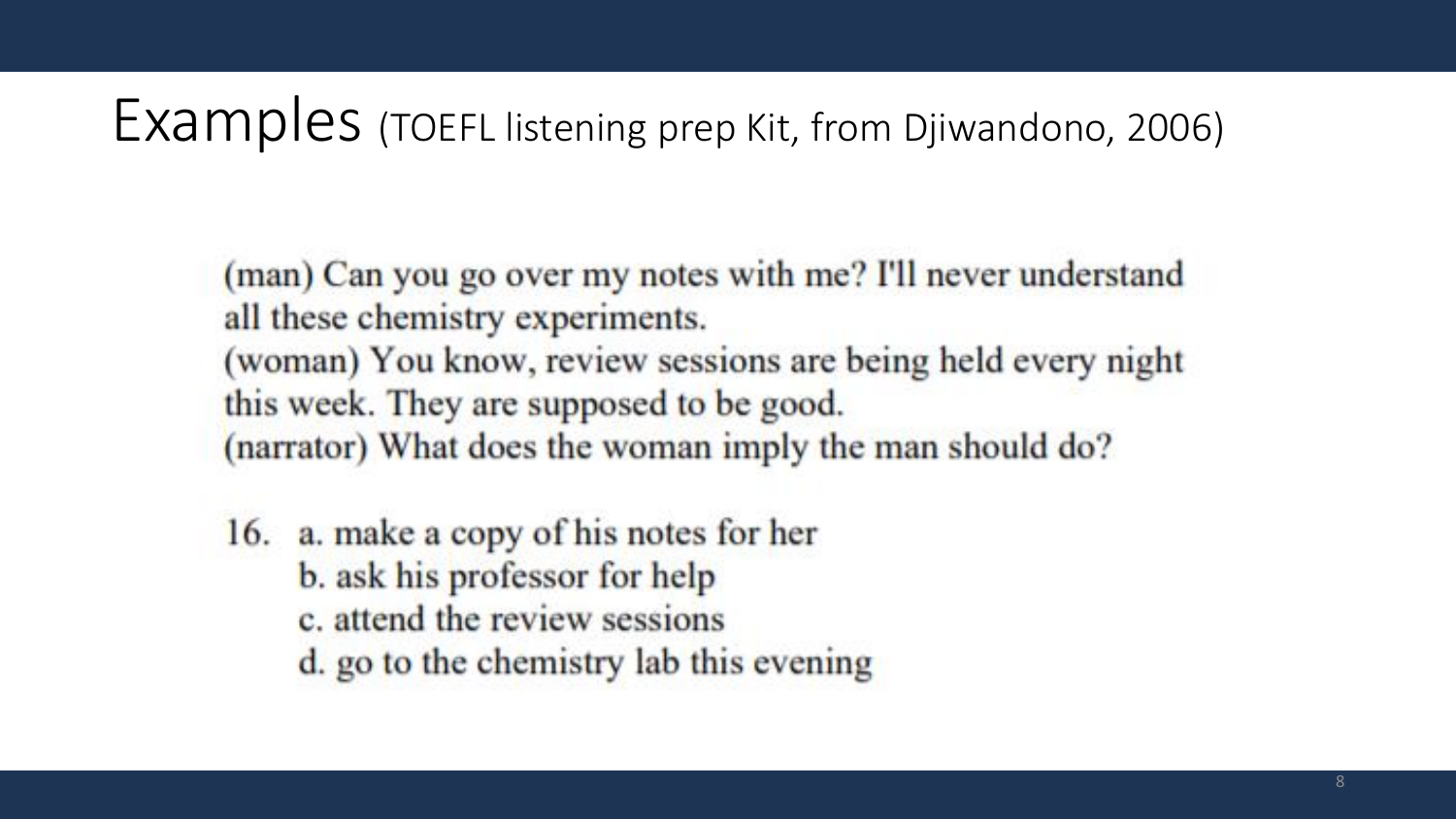# Examples (TOEFL listening prep Kit, from Djiwandono, 2006)

(man) Can you go over my notes with me? I'll never understand all these chemistry experiments.
(woman) You know, review sessions are being held every night this week. They are supposed to be good.
(narrator) What does the woman imply the man should do?

16. a. make a copy of his notes for her
    b. ask his professor for help
    c. attend the review sessions
    d. go to the chemistry lab this evening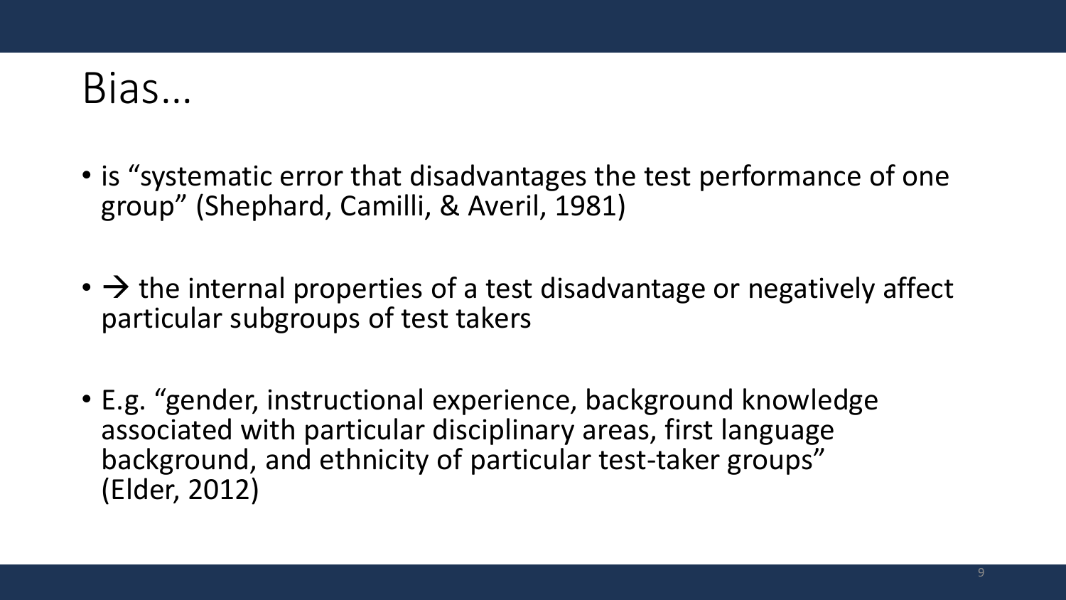# Bias…

- is "systematic error that disadvantages the test performance of one group" (Shephard, Camilli, & Averil, 1981)
- → the internal properties of a test disadvantage or negatively affect particular subgroups of test takers
- E.g. "gender, instructional experience, background knowledge associated with particular disciplinary areas, first language background, and ethnicity of particular test-taker groups" (Elder, 2012)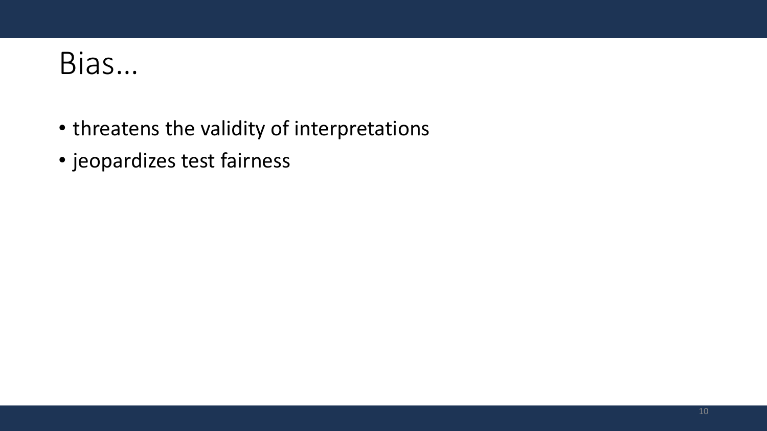# Bias…

- threatens the validity of interpretations
- jeopardizes test fairness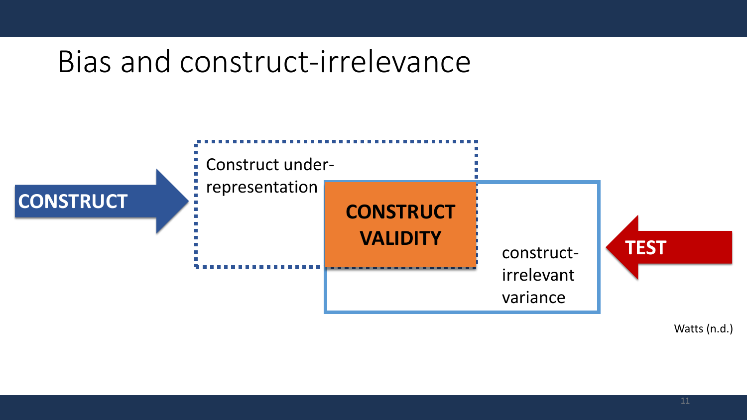# Bias and construct-irrelevance

CONSTRUCT

Construct under-representation

CONSTRUCT VALIDITY

construct-irrelevant variance

TEST

Watts (n.d.)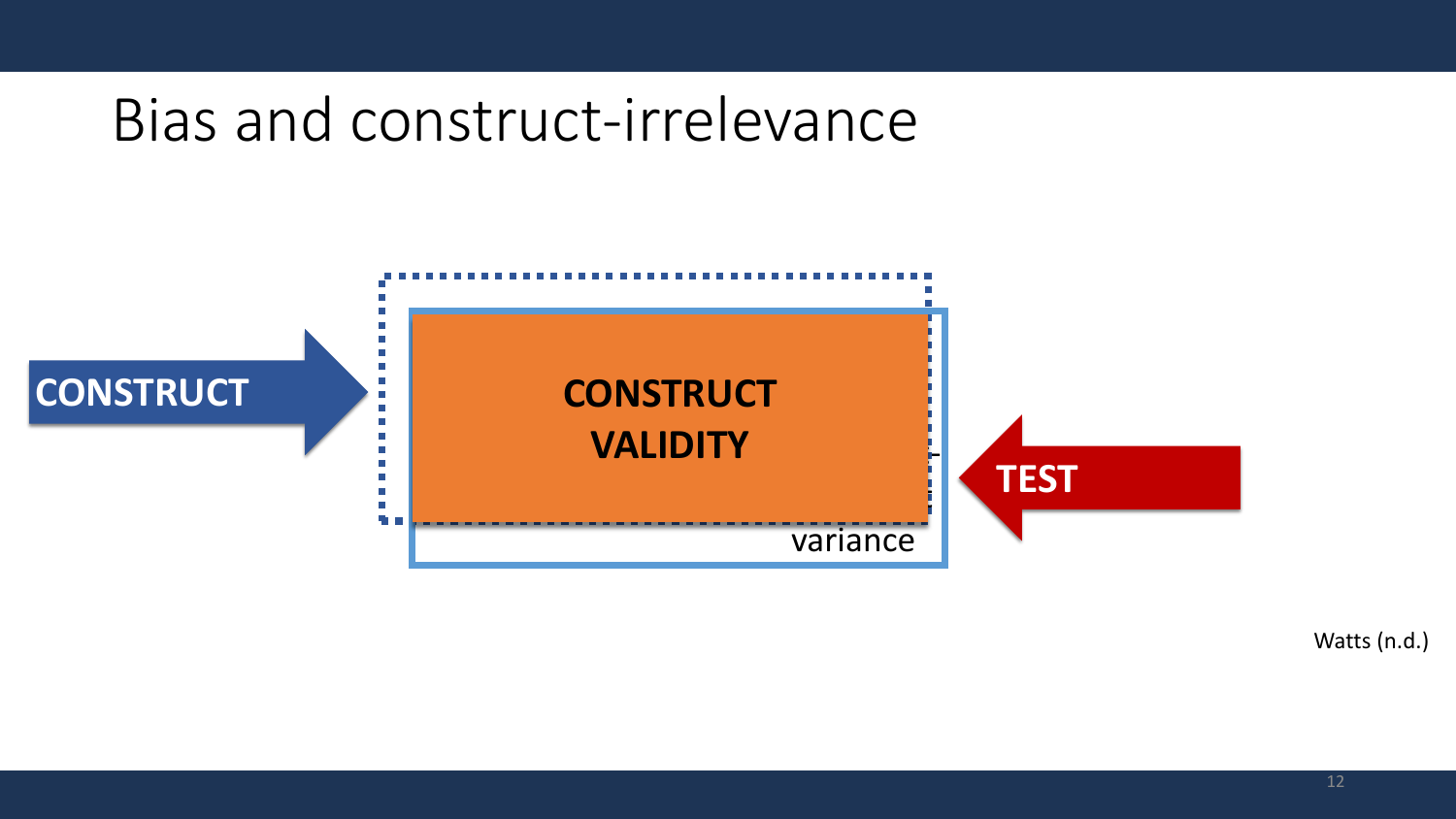# Bias and construct-irrelevance

CONSTRUCT

CONSTRUCT VALIDITY

variance

TEST

Watts (n.d.)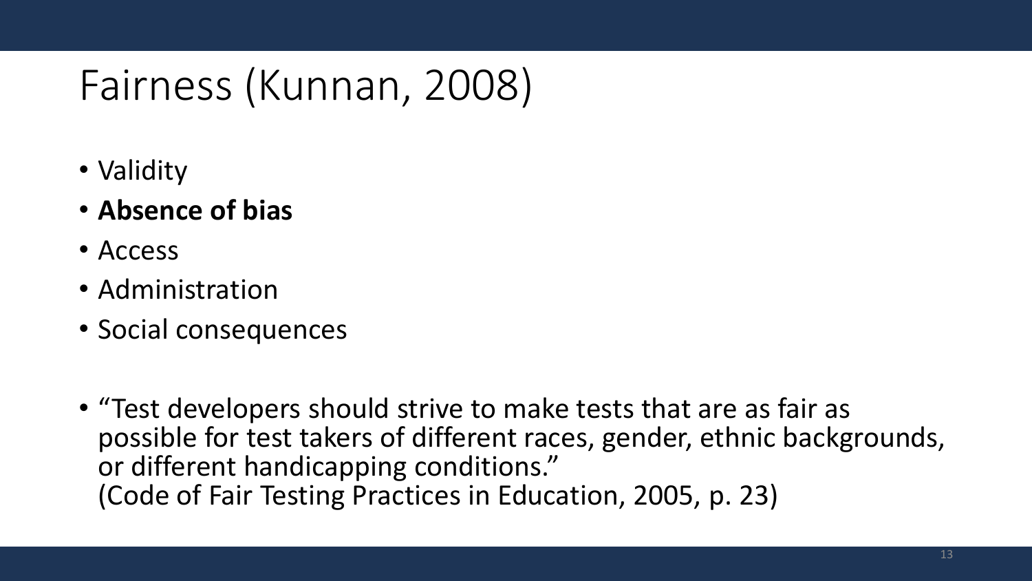# Fairness (Kunnan, 2008)

- Validity
- **Absence of bias**
- Access
- Administration
- Social consequences

- "Test developers should strive to make tests that are as fair as possible for test takers of different races, gender, ethnic backgrounds, or different handicapping conditions."
  (Code of Fair Testing Practices in Education, 2005, p. 23)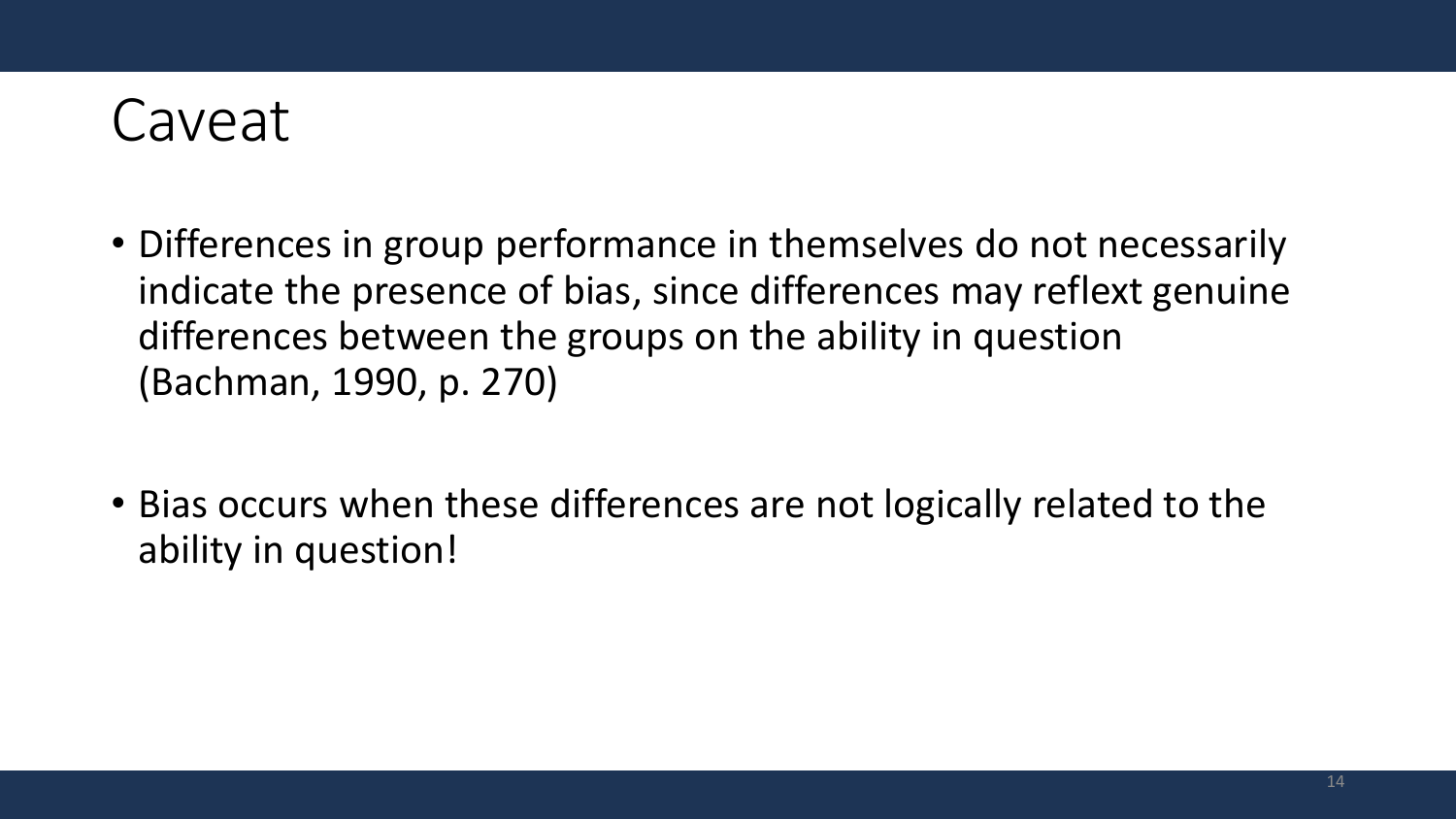# Caveat

- Differences in group performance in themselves do not necessarily indicate the presence of bias, since differences may reflext genuine differences between the groups on the ability in question (Bachman, 1990, p. 270)

- Bias occurs when these differences are not logically related to the ability in question!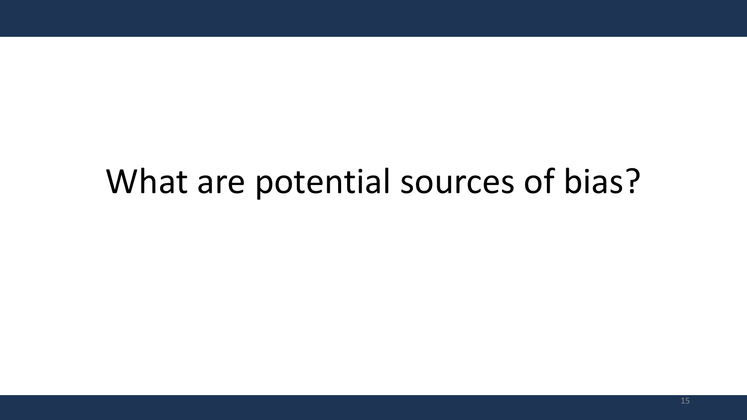# What are potential sources of bias?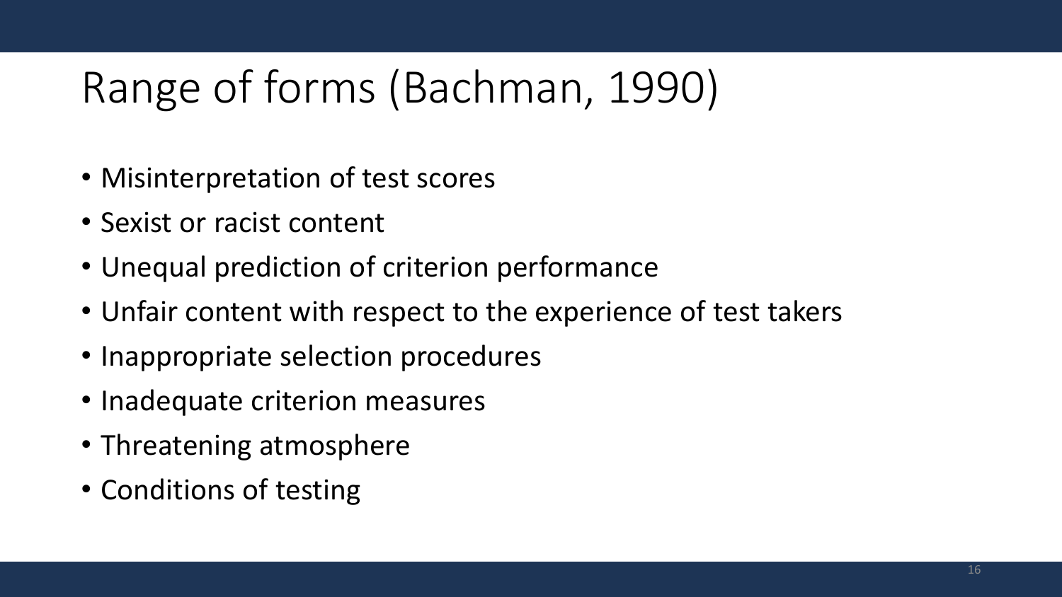# Range of forms (Bachman, 1990)

- Misinterpretation of test scores
- Sexist or racist content
- Unequal prediction of criterion performance
- Unfair content with respect to the experience of test takers
- Inappropriate selection procedures
- Inadequate criterion measures
- Threatening atmosphere
- Conditions of testing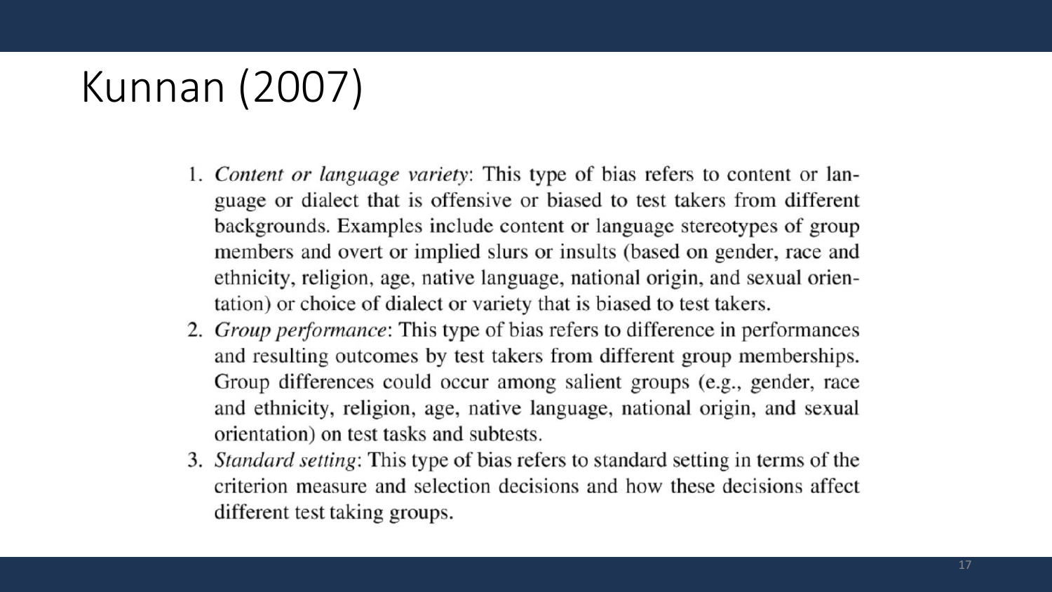# Kunnan (2007)

1. *Content or language variety*: This type of bias refers to content or language or dialect that is offensive or biased to test takers from different backgrounds. Examples include content or language stereotypes of group members and overt or implied slurs or insults (based on gender, race and ethnicity, religion, age, native language, national origin, and sexual orientation) or choice of dialect or variety that is biased to test takers.
2. *Group performance*: This type of bias refers to difference in performances and resulting outcomes by test takers from different group memberships. Group differences could occur among salient groups (e.g., gender, race and ethnicity, religion, age, native language, national origin, and sexual orientation) on test tasks and subtests.
3. *Standard setting*: This type of bias refers to standard setting in terms of the criterion measure and selection decisions and how these decisions affect different test taking groups.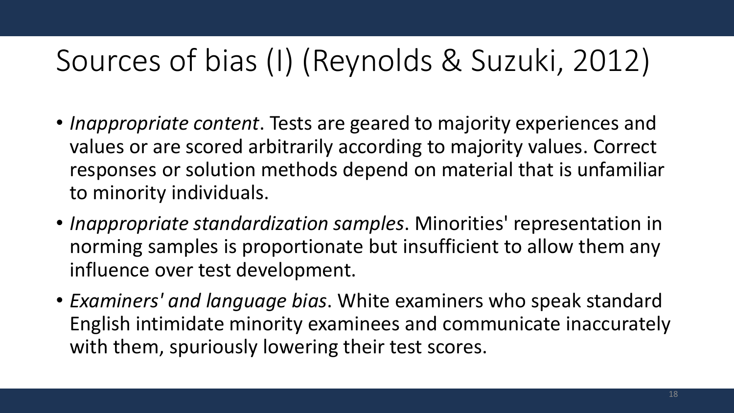# Sources of bias (I) (Reynolds & Suzuki, 2012)

- *Inappropriate content*. Tests are geared to majority experiences and values or are scored arbitrarily according to majority values. Correct responses or solution methods depend on material that is unfamiliar to minority individuals.
- *Inappropriate standardization samples*. Minorities' representation in norming samples is proportionate but insufficient to allow them any influence over test development.
- *Examiners' and language bias*. White examiners who speak standard English intimidate minority examinees and communicate inaccurately with them, spuriously lowering their test scores.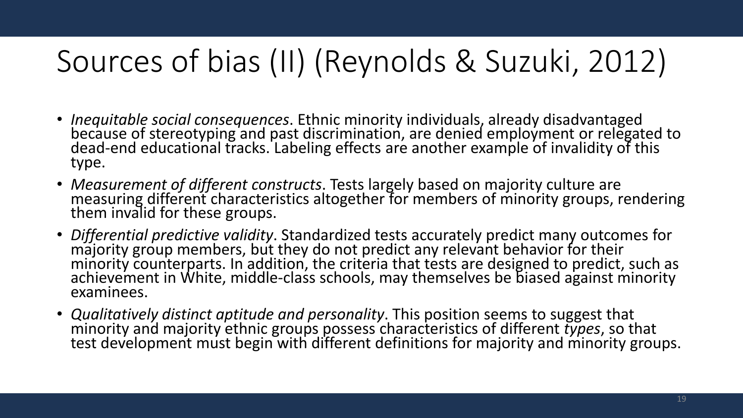# Sources of bias (II) (Reynolds & Suzuki, 2012)

- *Inequitable social consequences*. Ethnic minority individuals, already disadvantaged because of stereotyping and past discrimination, are denied employment or relegated to dead-end educational tracks. Labeling effects are another example of invalidity of this type.
- *Measurement of different constructs*. Tests largely based on majority culture are measuring different characteristics altogether for members of minority groups, rendering them invalid for these groups.
- *Differential predictive validity*. Standardized tests accurately predict many outcomes for majority group members, but they do not predict any relevant behavior for their minority counterparts. In addition, the criteria that tests are designed to predict, such as achievement in White, middle-class schools, may themselves be biased against minority examinees.
- *Qualitatively distinct aptitude and personality*. This position seems to suggest that minority and majority ethnic groups possess characteristics of different *types*, so that test development must begin with different definitions for majority and minority groups.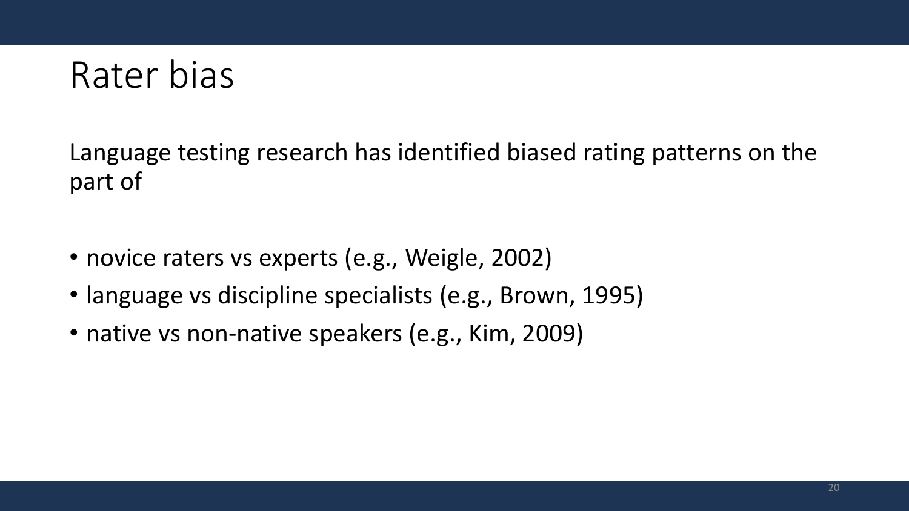# Rater bias

Language testing research has identified biased rating patterns on the part of

- novice raters vs experts (e.g., Weigle, 2002)
- language vs discipline specialists (e.g., Brown, 1995)
- native vs non-native speakers (e.g., Kim, 2009)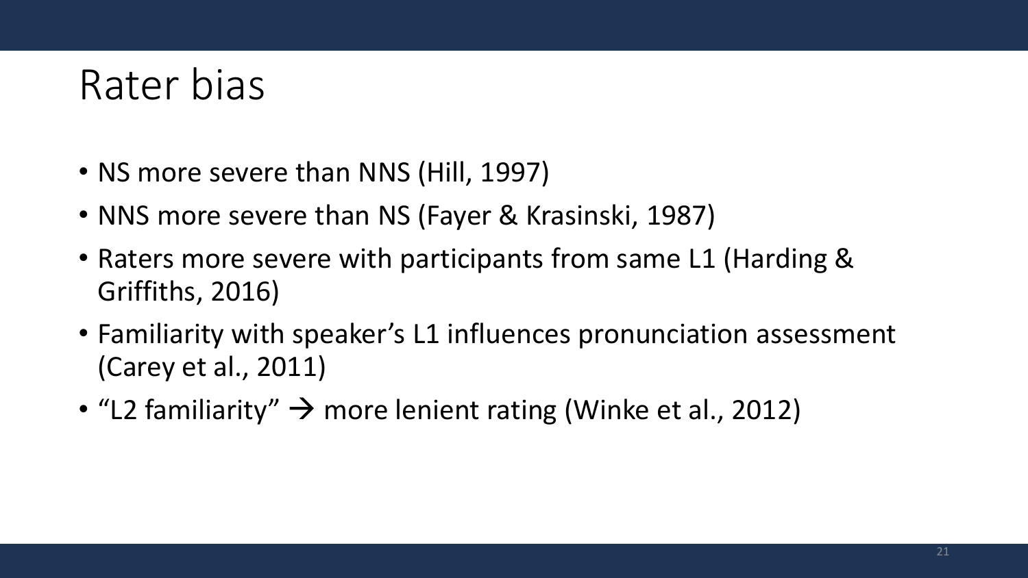# Rater bias

- NS more severe than NNS (Hill, 1997)
- NNS more severe than NS (Fayer & Krasinski, 1987)
- Raters more severe with participants from same L1 (Harding & Griffiths, 2016)
- Familiarity with speaker's L1 influences pronunciation assessment (Carey et al., 2011)
- "L2 familiarity" → more lenient rating (Winke et al., 2012)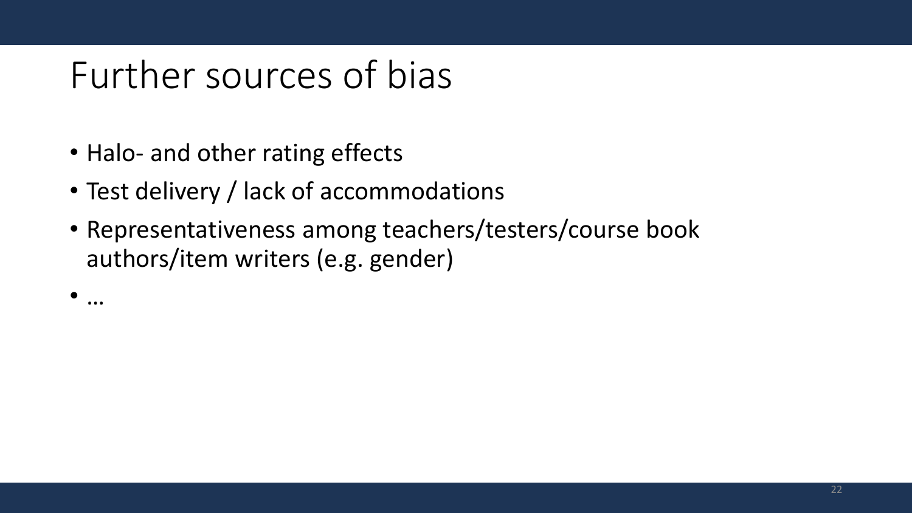# Further sources of bias

- Halo- and other rating effects
- Test delivery / lack of accommodations
- Representativeness among teachers/testers/course book authors/item writers (e.g. gender)
- …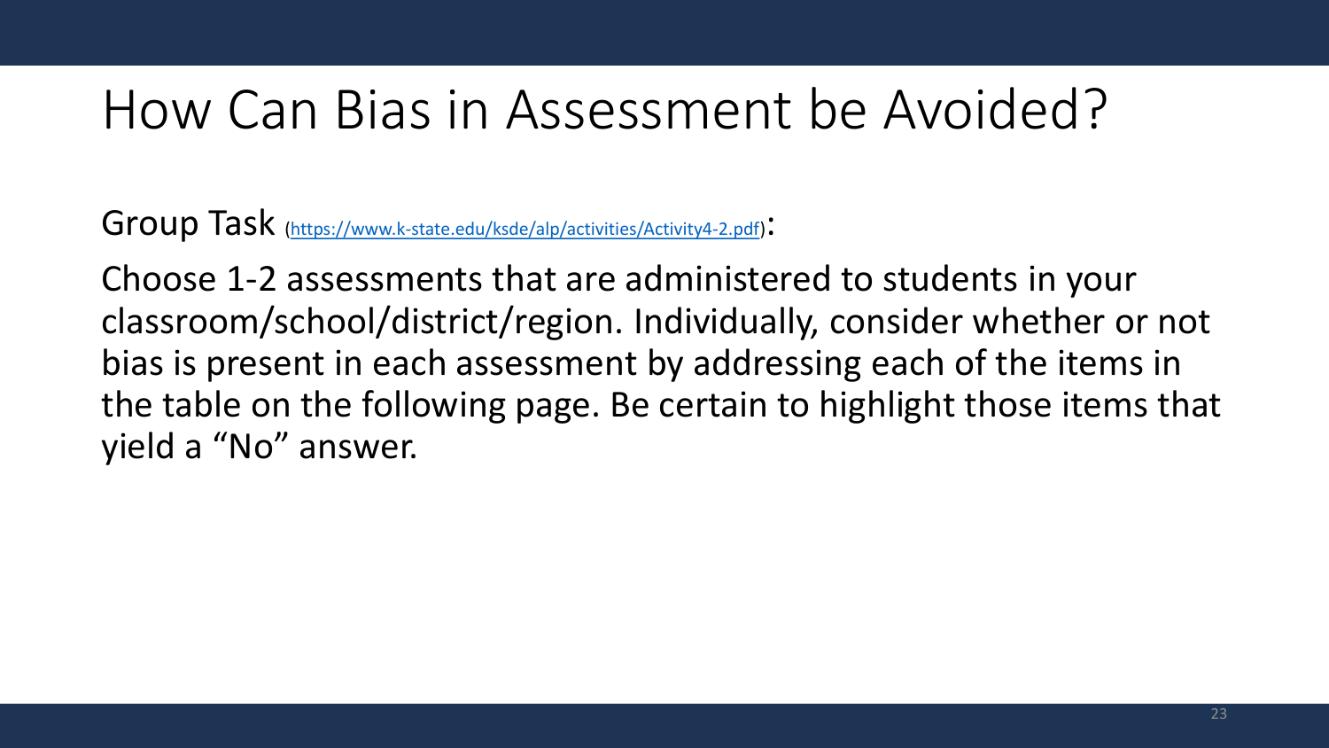# How Can Bias in Assessment be Avoided?

Group Task (https://www.k-state.edu/ksde/alp/activities/Activity4-2.pdf):

Choose 1-2 assessments that are administered to students in your classroom/school/district/region. Individually, consider whether or not bias is present in each assessment by addressing each of the items in the table on the following page. Be certain to highlight those items that yield a "No" answer.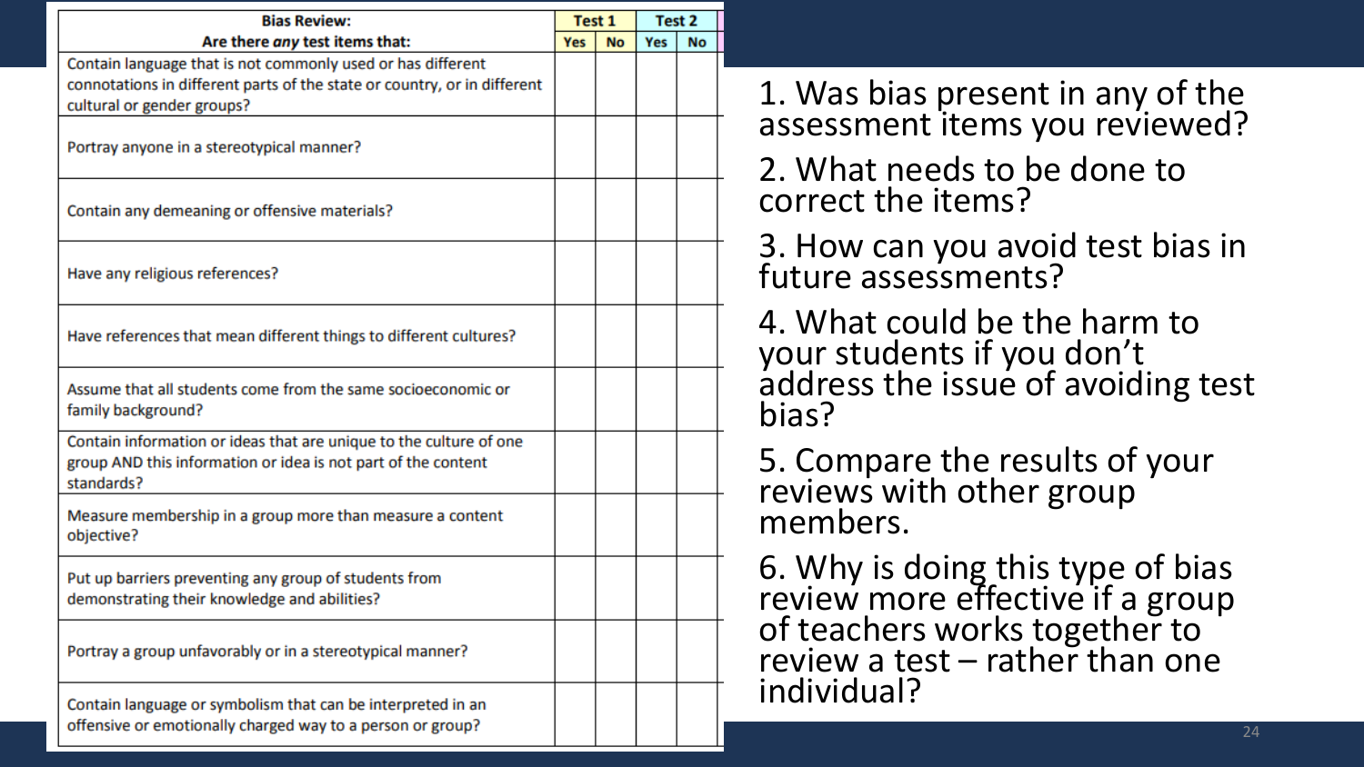| Bias Review: Are there *any* test items that: | Test 1 | | Test 2 | |
|---|---|---|---|---|
| | Yes | No | Yes | No |
| Contain language that is not commonly used or has different connotations in different parts of the state or country, or in different cultural or gender groups? | | | | |
| Portray anyone in a stereotypical manner? | | | | |
| Contain any demeaning or offensive materials? | | | | |
| Have any religious references? | | | | |
| Have references that mean different things to different cultures? | | | | |
| Assume that all students come from the same socioeconomic or family background? | | | | |
| Contain information or ideas that are unique to the culture of one group AND this information or idea is not part of the content standards? | | | | |
| Measure membership in a group more than measure a content objective? | | | | |
| Put up barriers preventing any group of students from demonstrating their knowledge and abilities? | | | | |
| Portray a group unfavorably or in a stereotypical manner? | | | | |
| Contain language or symbolism that can be interpreted in an offensive or emotionally charged way to a person or group? | | | | |

1. Was bias present in any of the assessment items you reviewed?
2. What needs to be done to correct the items?
3. How can you avoid test bias in future assessments?
4. What could be the harm to your students if you don't address the issue of avoiding test bias?
5. Compare the results of your reviews with other group members.
6. Why is doing this type of bias review more effective if a group of teachers works together to review a test – rather than one individual?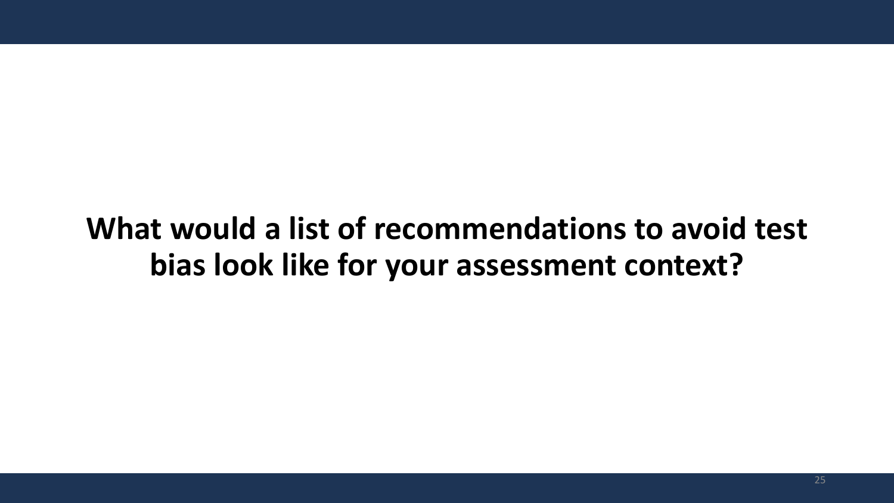**What would a list of recommendations to avoid test bias look like for your assessment context?**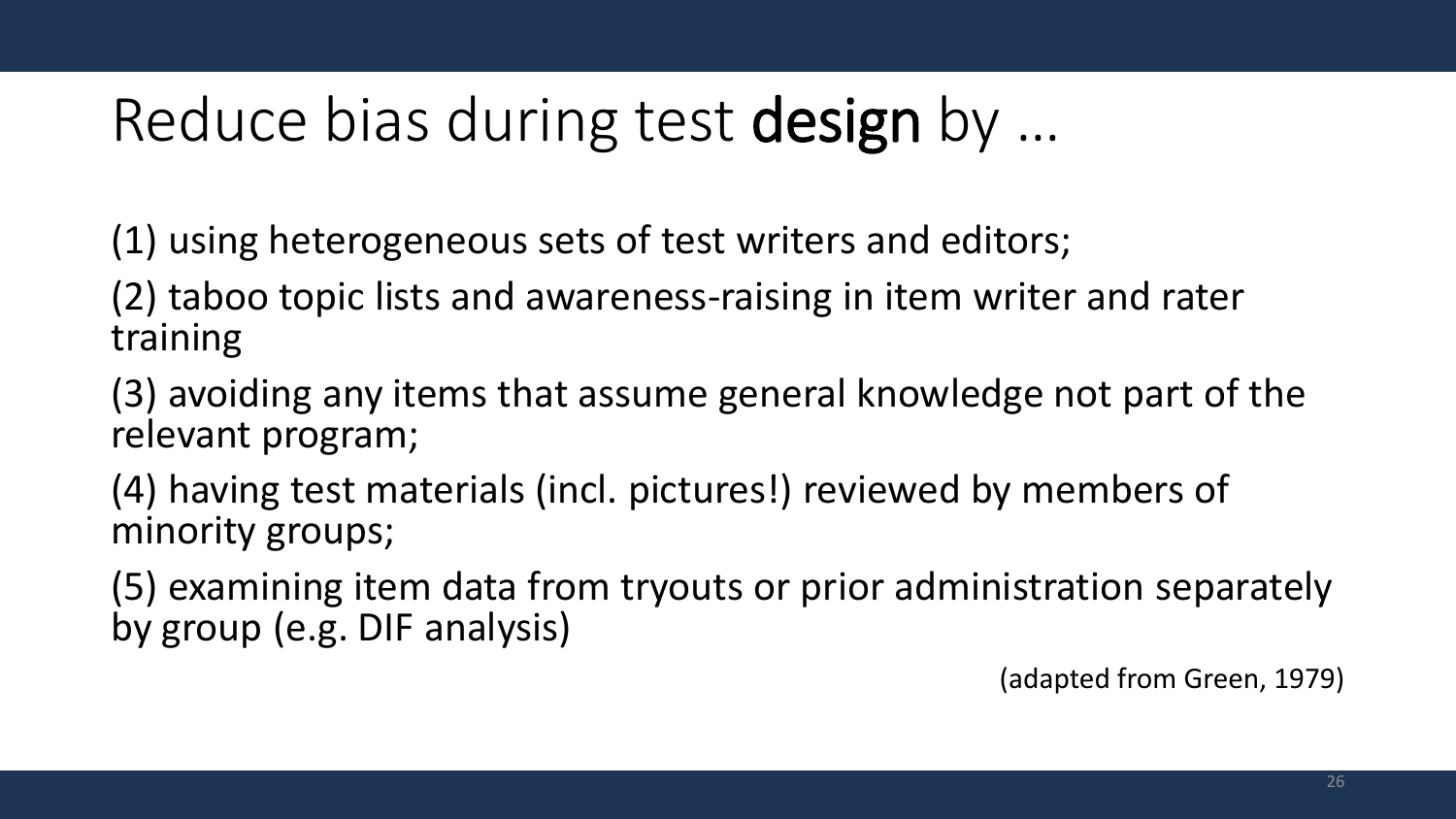# Reduce bias during test **design** by …

(1) using heterogeneous sets of test writers and editors;

(2) taboo topic lists and awareness-raising in item writer and rater training

(3) avoiding any items that assume general knowledge not part of the relevant program;

(4) having test materials (incl. pictures!) reviewed by members of minority groups;

(5) examining item data from tryouts or prior administration separately by group (e.g. DIF analysis)

(adapted from Green, 1979)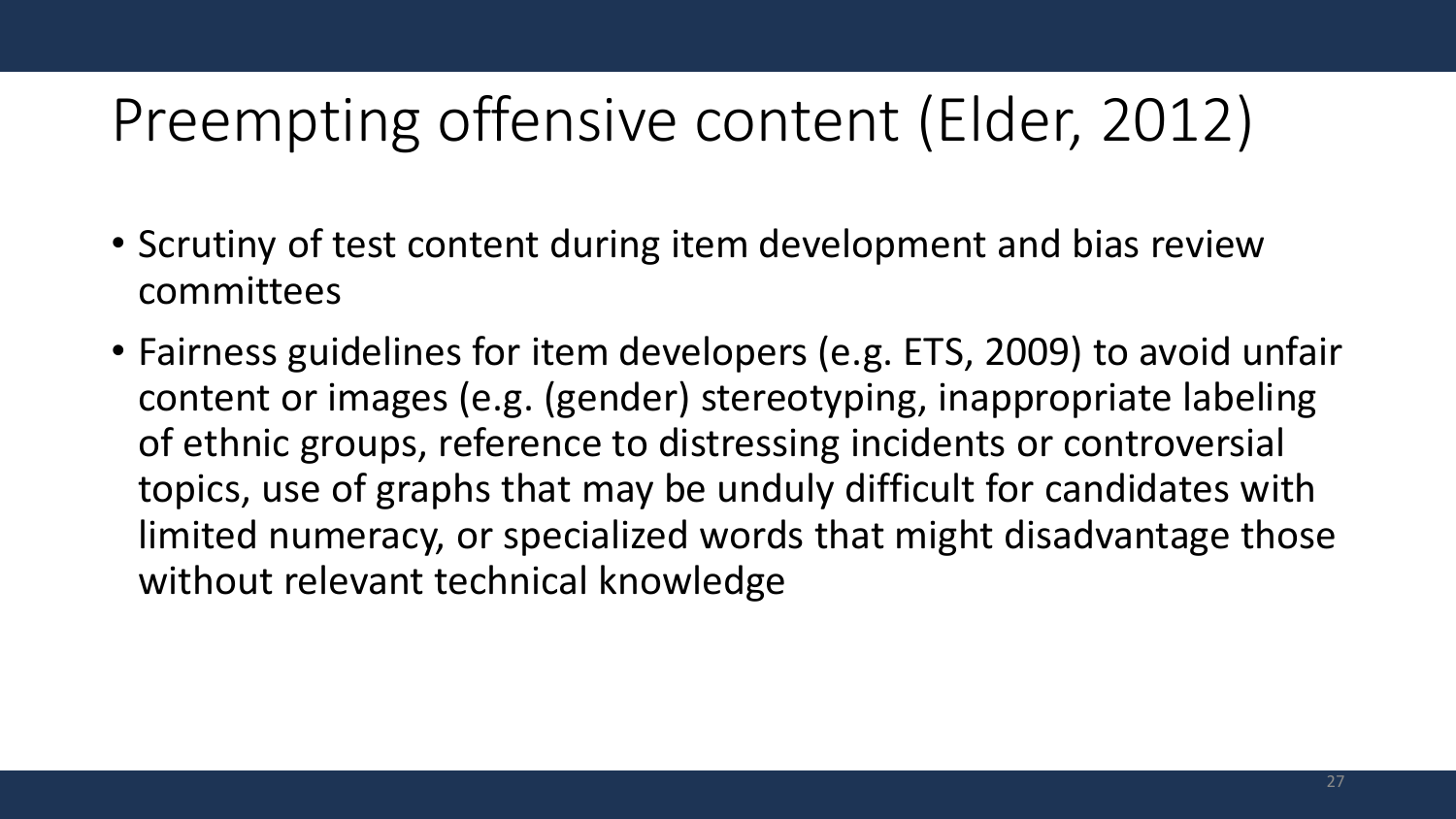# Preempting offensive content (Elder, 2012)

- Scrutiny of test content during item development and bias review committees
- Fairness guidelines for item developers (e.g. ETS, 2009) to avoid unfair content or images (e.g. (gender) stereotyping, inappropriate labeling of ethnic groups, reference to distressing incidents or controversial topics, use of graphs that may be unduly difficult for candidates with limited numeracy, or specialized words that might disadvantage those without relevant technical knowledge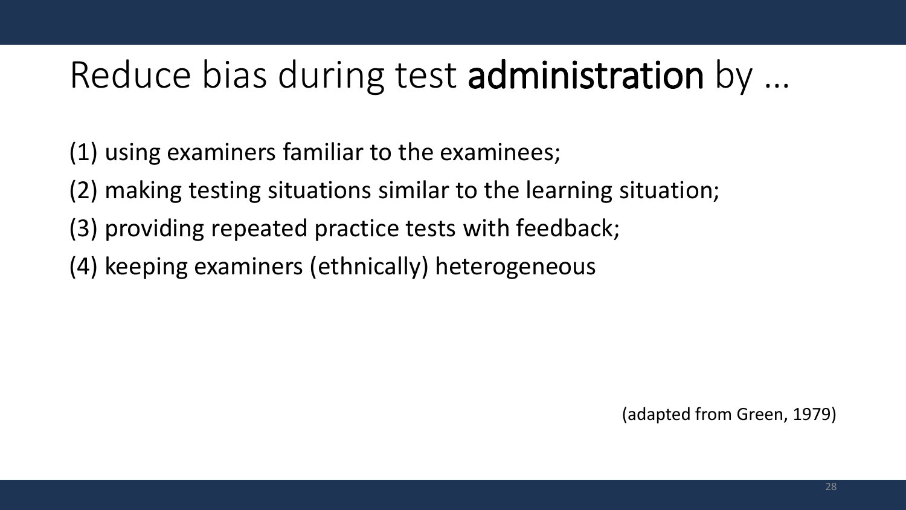# Reduce bias during test **administration** by …

(1) using examiners familiar to the examinees;

(2) making testing situations similar to the learning situation;

(3) providing repeated practice tests with feedback;

(4) keeping examiners (ethnically) heterogeneous

(adapted from Green, 1979)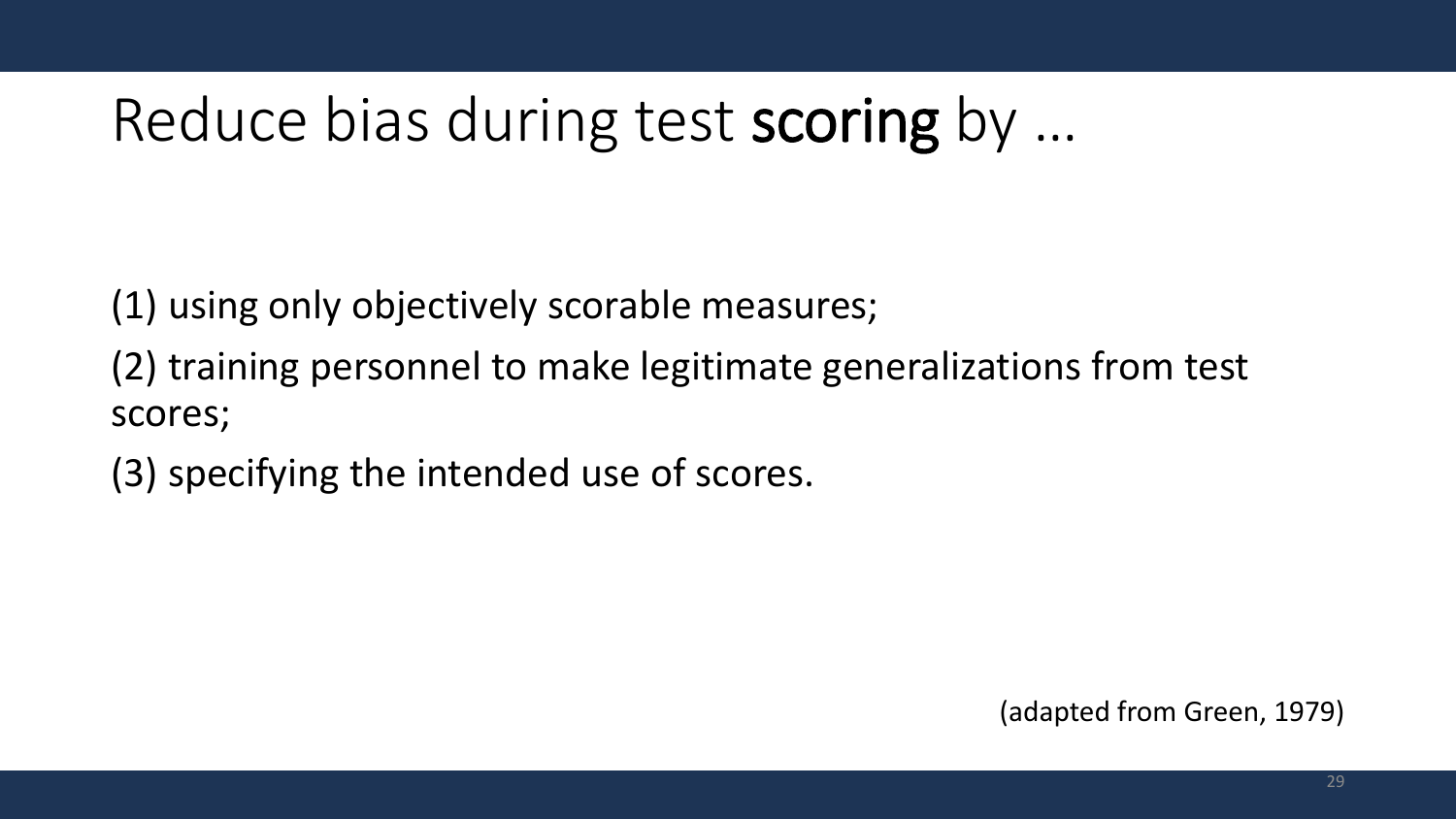# Reduce bias during test **scoring** by …

(1) using only objectively scorable measures;

(2) training personnel to make legitimate generalizations from test scores;

(3) specifying the intended use of scores.

(adapted from Green, 1979)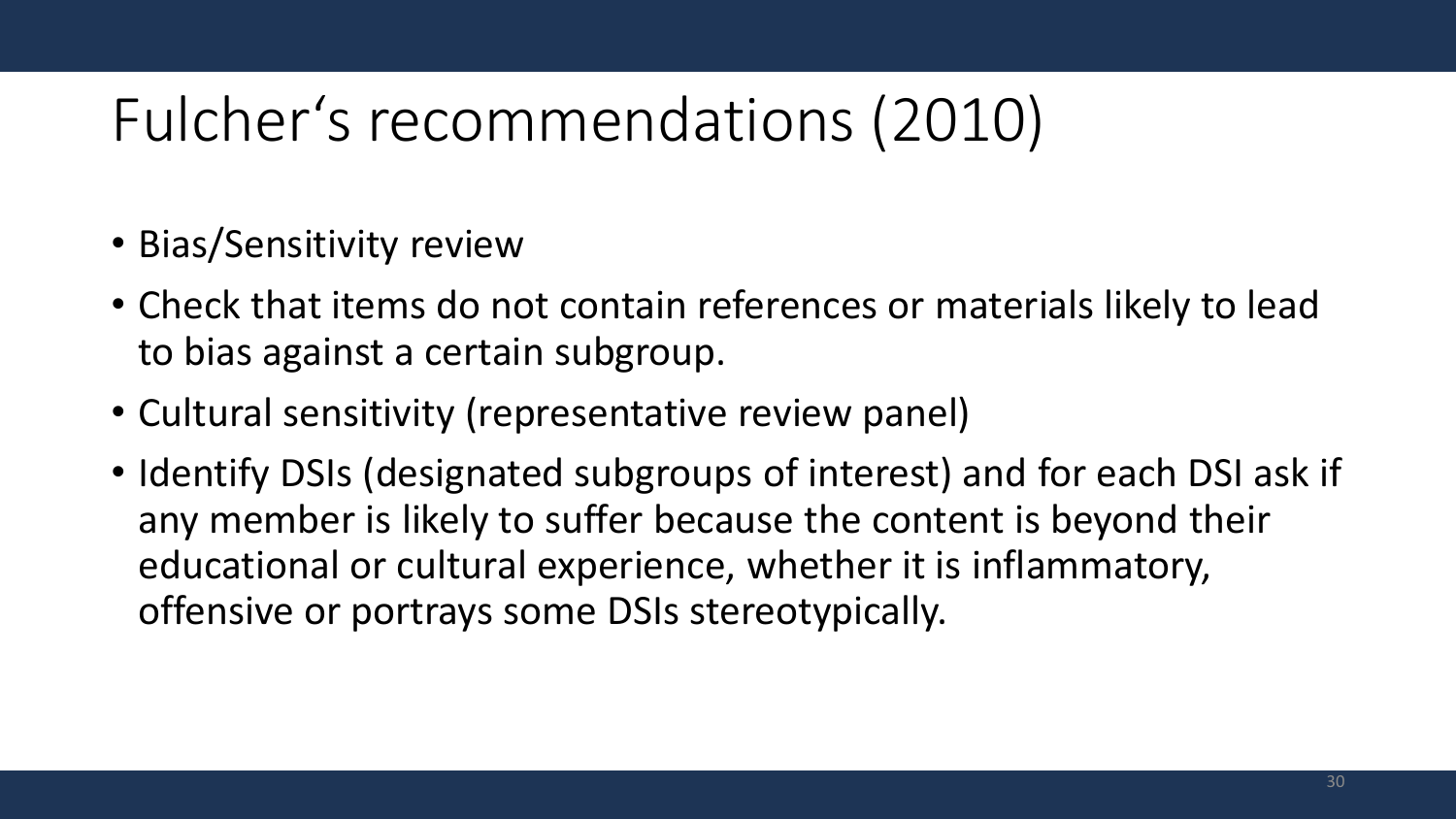# Fulcher‘s recommendations (2010)

- Bias/Sensitivity review
- Check that items do not contain references or materials likely to lead to bias against a certain subgroup.
- Cultural sensitivity (representative review panel)
- Identify DSIs (designated subgroups of interest) and for each DSI ask if any member is likely to suffer because the content is beyond their educational or cultural experience, whether it is inflammatory, offensive or portrays some DSIs stereotypically.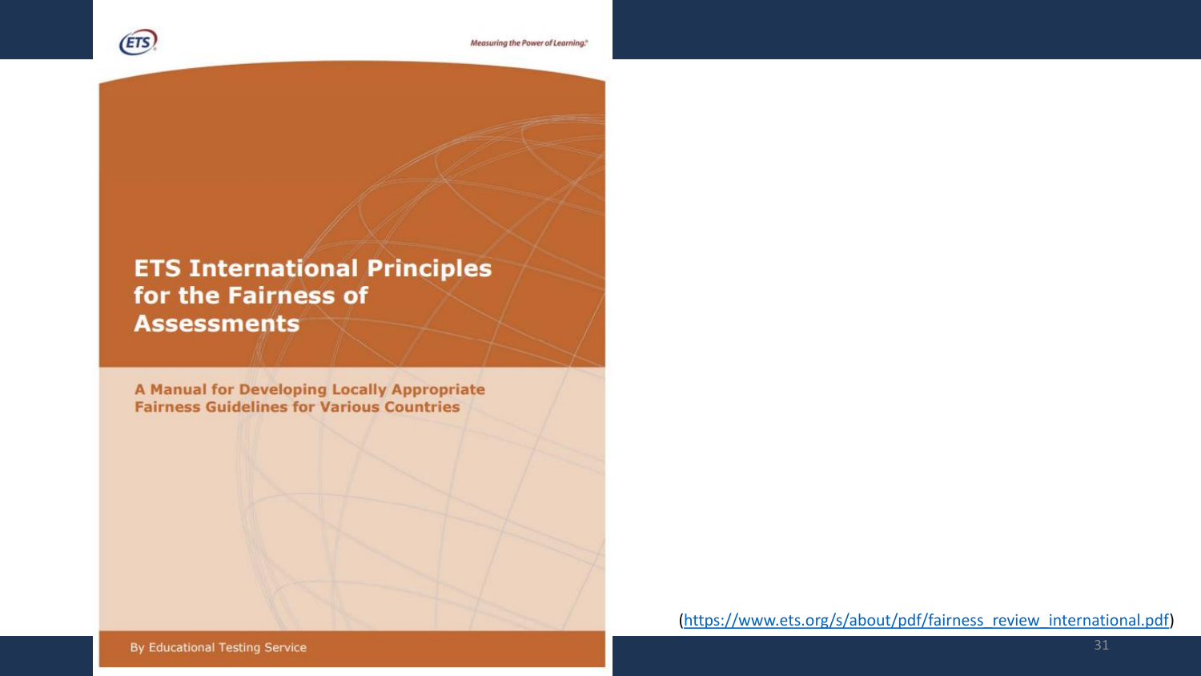ETS

*Measuring the Power of Learning.*

# ETS International Principles for the Fairness of Assessments

**A Manual for Developing Locally Appropriate Fairness Guidelines for Various Countries**

By Educational Testing Service

(https://www.ets.org/s/about/pdf/fairness_review_international.pdf)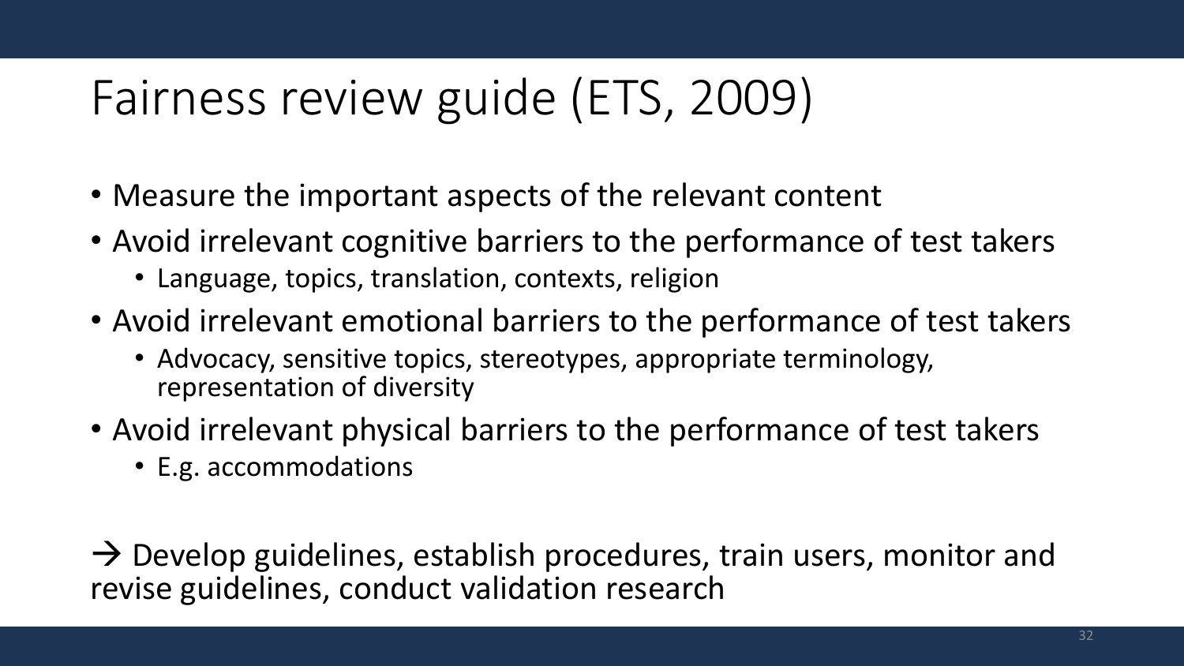# Fairness review guide (ETS, 2009)

- Measure the important aspects of the relevant content
- Avoid irrelevant cognitive barriers to the performance of test takers
  - Language, topics, translation, contexts, religion
- Avoid irrelevant emotional barriers to the performance of test takers
  - Advocacy, sensitive topics, stereotypes, appropriate terminology, representation of diversity
- Avoid irrelevant physical barriers to the performance of test takers
  - E.g. accommodations

→ Develop guidelines, establish procedures, train users, monitor and revise guidelines, conduct validation research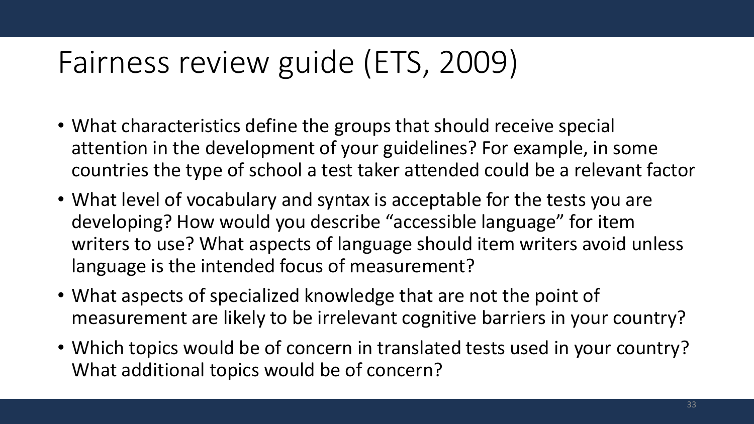# Fairness review guide (ETS, 2009)

- What characteristics define the groups that should receive special attention in the development of your guidelines? For example, in some countries the type of school a test taker attended could be a relevant factor
- What level of vocabulary and syntax is acceptable for the tests you are developing? How would you describe "accessible language" for item writers to use? What aspects of language should item writers avoid unless language is the intended focus of measurement?
- What aspects of specialized knowledge that are not the point of measurement are likely to be irrelevant cognitive barriers in your country?
- Which topics would be of concern in translated tests used in your country? What additional topics would be of concern?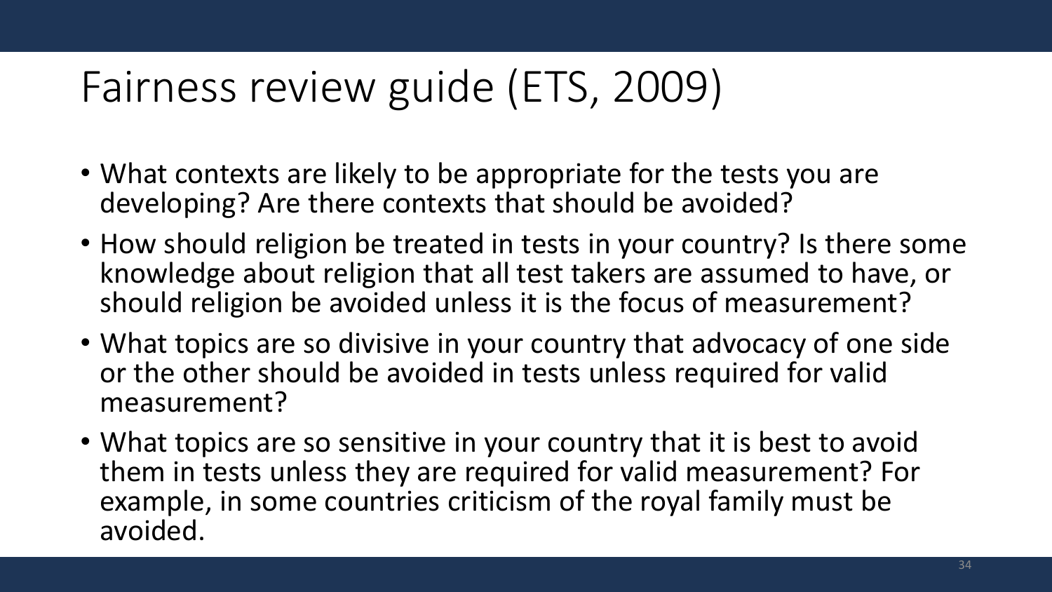# Fairness review guide (ETS, 2009)

- What contexts are likely to be appropriate for the tests you are developing? Are there contexts that should be avoided?
- How should religion be treated in tests in your country? Is there some knowledge about religion that all test takers are assumed to have, or should religion be avoided unless it is the focus of measurement?
- What topics are so divisive in your country that advocacy of one side or the other should be avoided in tests unless required for valid measurement?
- What topics are so sensitive in your country that it is best to avoid them in tests unless they are required for valid measurement? For example, in some countries criticism of the royal family must be avoided.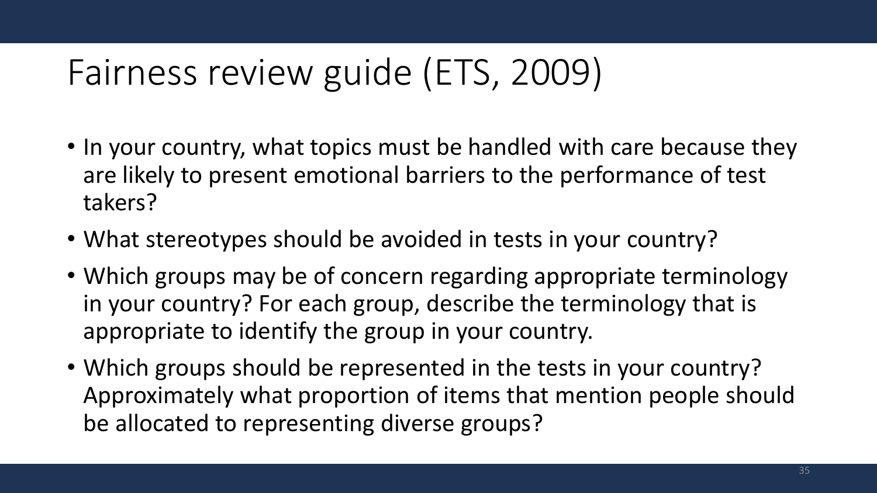# Fairness review guide (ETS, 2009)

- In your country, what topics must be handled with care because they are likely to present emotional barriers to the performance of test takers?
- What stereotypes should be avoided in tests in your country?
- Which groups may be of concern regarding appropriate terminology in your country? For each group, describe the terminology that is appropriate to identify the group in your country.
- Which groups should be represented in the tests in your country? Approximately what proportion of items that mention people should be allocated to representing diverse groups?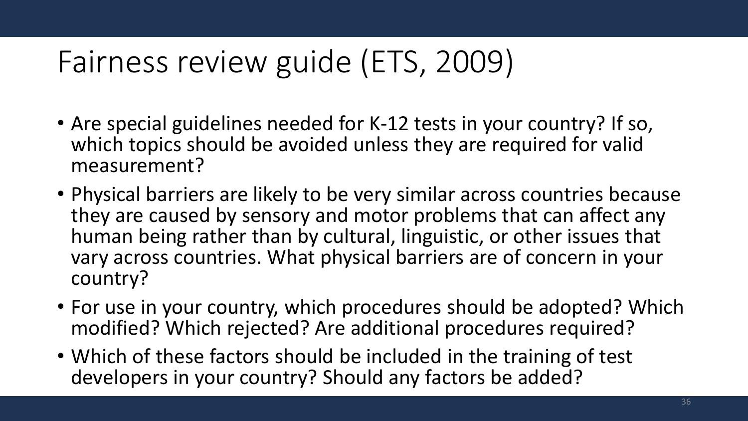# Fairness review guide (ETS, 2009)

- Are special guidelines needed for K-12 tests in your country? If so, which topics should be avoided unless they are required for valid measurement?
- Physical barriers are likely to be very similar across countries because they are caused by sensory and motor problems that can affect any human being rather than by cultural, linguistic, or other issues that vary across countries. What physical barriers are of concern in your country?
- For use in your country, which procedures should be adopted? Which modified? Which rejected? Are additional procedures required?
- Which of these factors should be included in the training of test developers in your country? Should any factors be added?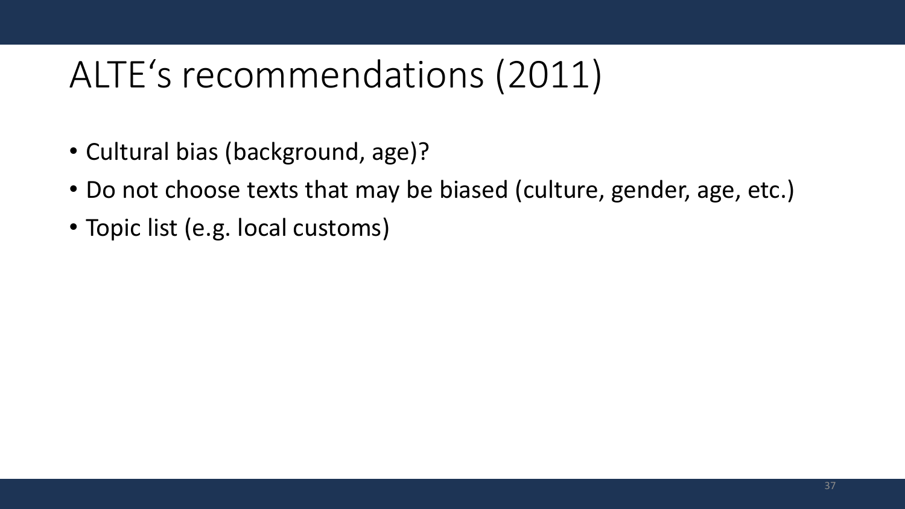# ALTE‘s recommendations (2011)

- Cultural bias (background, age)?
- Do not choose texts that may be biased (culture, gender, age, etc.)
- Topic list (e.g. local customs)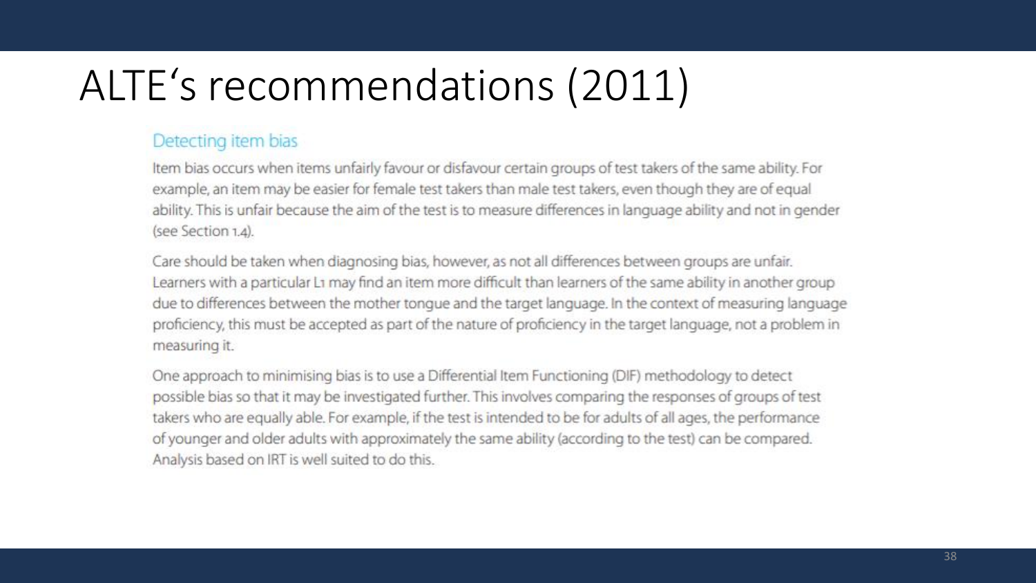# ALTE's recommendations (2011)

## Detecting item bias

Item bias occurs when items unfairly favour or disfavour certain groups of test takers of the same ability. For example, an item may be easier for female test takers than male test takers, even though they are of equal ability. This is unfair because the aim of the test is to measure differences in language ability and not in gender (see Section 1.4).

Care should be taken when diagnosing bias, however, as not all differences between groups are unfair. Learners with a particular L1 may find an item more difficult than learners of the same ability in another group due to differences between the mother tongue and the target language. In the context of measuring language proficiency, this must be accepted as part of the nature of proficiency in the target language, not a problem in measuring it.

One approach to minimising bias is to use a Differential Item Functioning (DIF) methodology to detect possible bias so that it may be investigated further. This involves comparing the responses of groups of test takers who are equally able. For example, if the test is intended to be for adults of all ages, the performance of younger and older adults with approximately the same ability (according to the test) can be compared. Analysis based on IRT is well suited to do this.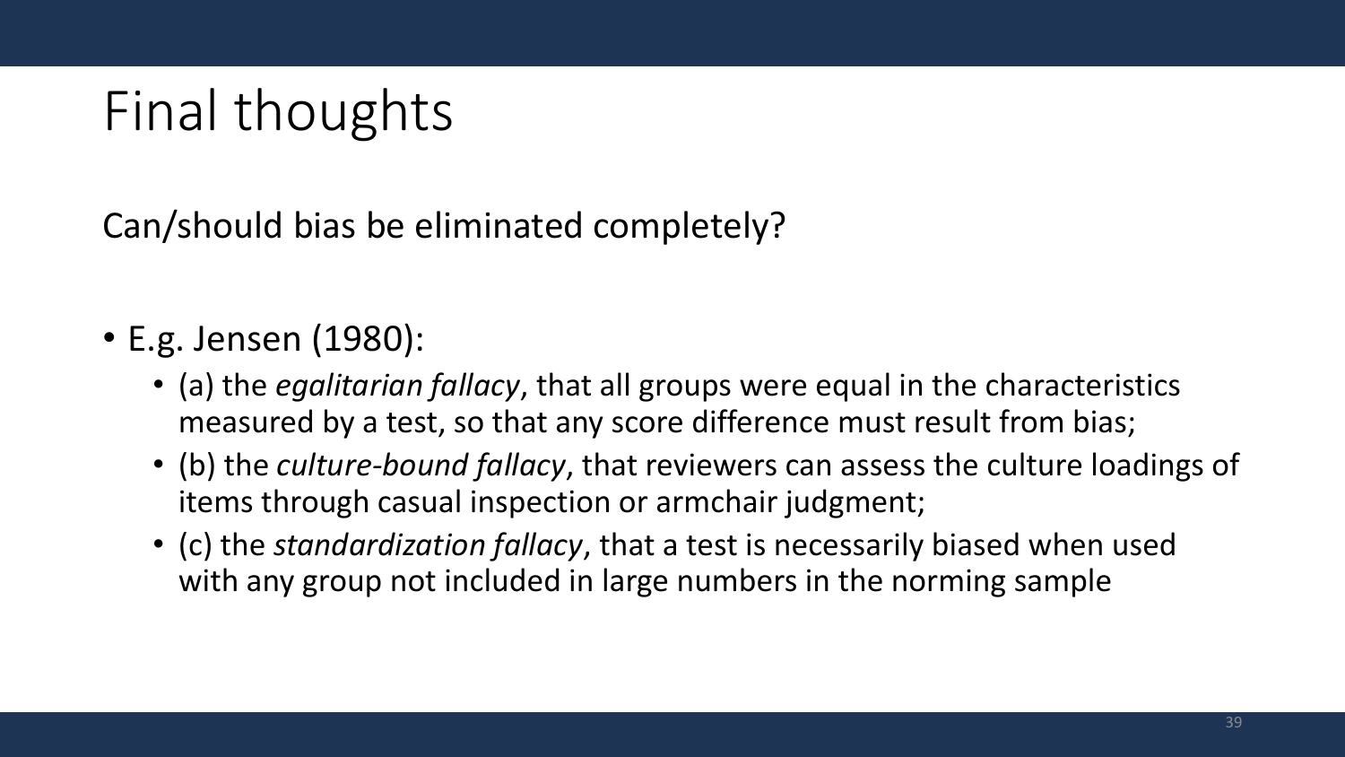# Final thoughts

Can/should bias be eliminated completely?

- E.g. Jensen (1980):
  - (a) the *egalitarian fallacy*, that all groups were equal in the characteristics measured by a test, so that any score difference must result from bias;
  - (b) the *culture-bound fallacy*, that reviewers can assess the culture loadings of items through casual inspection or armchair judgment;
  - (c) the *standardization fallacy*, that a test is necessarily biased when used with any group not included in large numbers in the norming sample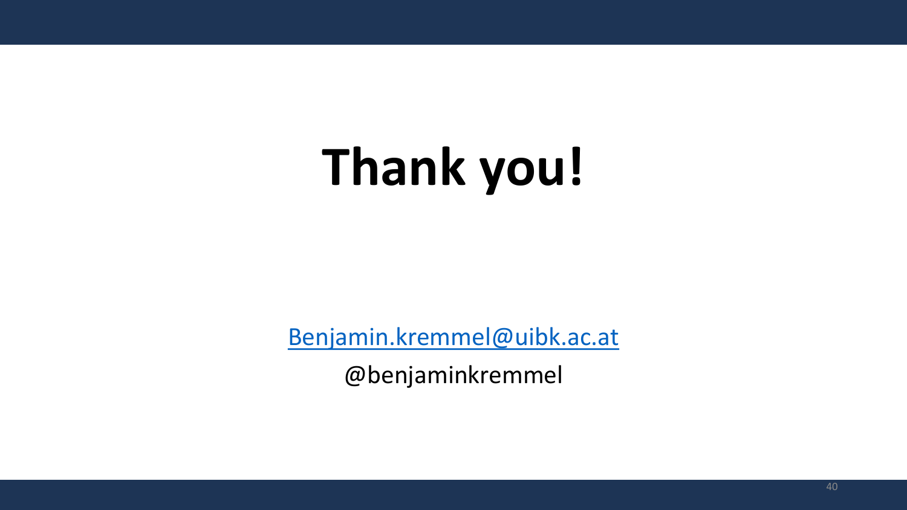# Thank you!

Benjamin.kremmel@uibk.ac.at

@benjaminkremmel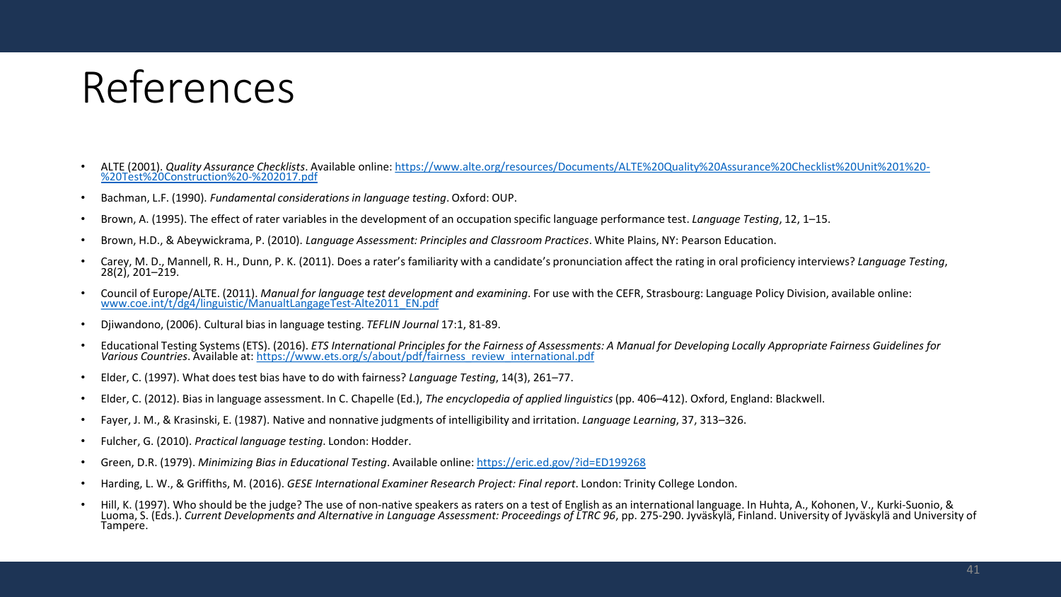# References

- ALTE (2001). *Quality Assurance Checklists*. Available online: https://www.alte.org/resources/Documents/ALTE%20Quality%20Assurance%20Checklist%20Unit%201%20-%20Test%20Construction%20-%202017.pdf
- Bachman, L.F. (1990). *Fundamental considerations in language testing*. Oxford: OUP.
- Brown, A. (1995). The effect of rater variables in the development of an occupation specific language performance test. *Language Testing*, 12, 1–15.
- Brown, H.D., & Abeywickrama, P. (2010). *Language Assessment: Principles and Classroom Practices*. White Plains, NY: Pearson Education.
- Carey, M. D., Mannell, R. H., Dunn, P. K. (2011). Does a rater's familiarity with a candidate's pronunciation affect the rating in oral proficiency interviews? *Language Testing*, 28(2), 201–219.
- Council of Europe/ALTE. (2011). *Manual for language test development and examining*. For use with the CEFR, Strasbourg: Language Policy Division, available online: www.coe.int/t/dg4/linguistic/ManualtLangageTest-Alte2011_EN.pdf
- Djiwandono, (2006). Cultural bias in language testing. *TEFLIN Journal* 17:1, 81-89.
- Educational Testing Systems (ETS). (2016). *ETS International Principles for the Fairness of Assessments: A Manual for Developing Locally Appropriate Fairness Guidelines for Various Countries*. Available at: https://www.ets.org/s/about/pdf/fairness_review_international.pdf
- Elder, C. (1997). What does test bias have to do with fairness? *Language Testing*, 14(3), 261–77.
- Elder, C. (2012). Bias in language assessment. In C. Chapelle (Ed.), *The encyclopedia of applied linguistics* (pp. 406–412). Oxford, England: Blackwell.
- Fayer, J. M., & Krasinski, E. (1987). Native and nonnative judgments of intelligibility and irritation. *Language Learning*, 37, 313–326.
- Fulcher, G. (2010). *Practical language testing*. London: Hodder.
- Green, D.R. (1979). *Minimizing Bias in Educational Testing*. Available online: https://eric.ed.gov/?id=ED199268
- Harding, L. W., & Griffiths, M. (2016). *GESE International Examiner Research Project: Final report*. London: Trinity College London.
- Hill, K. (1997). Who should be the judge? The use of non-native speakers as raters on a test of English as an international language. In Huhta, A., Kohonen, V., Kurki-Suonio, & Luoma, S. (Eds.). *Current Developments and Alternative in Language Assessment: Proceedings of LTRC 96*, pp. 275-290. Jyväskylä, Finland. University of Jyväskylä and University of Tampere.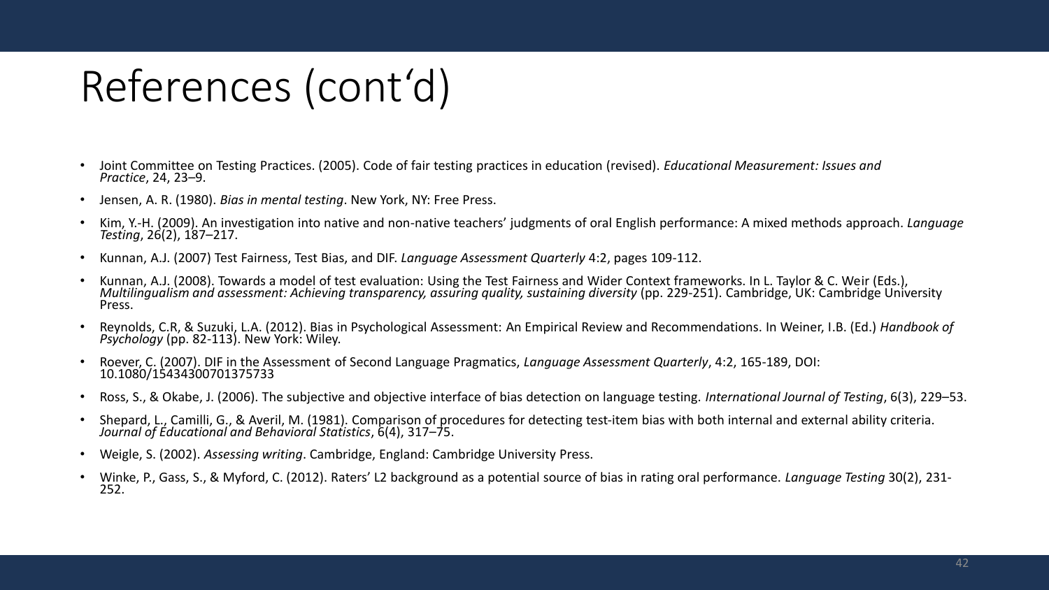# References (cont'd)

- Joint Committee on Testing Practices. (2005). Code of fair testing practices in education (revised). *Educational Measurement: Issues and Practice*, 24, 23–9.
- Jensen, A. R. (1980). *Bias in mental testing*. New York, NY: Free Press.
- Kim, Y.-H. (2009). An investigation into native and non-native teachers' judgments of oral English performance: A mixed methods approach. *Language Testing*, 26(2), 187–217.
- Kunnan, A.J. (2007) Test Fairness, Test Bias, and DIF. *Language Assessment Quarterly* 4:2, pages 109-112.
- Kunnan, A.J. (2008). Towards a model of test evaluation: Using the Test Fairness and Wider Context frameworks. In L. Taylor & C. Weir (Eds.), *Multilingualism and assessment: Achieving transparency, assuring quality, sustaining diversity* (pp. 229-251). Cambridge, UK: Cambridge University Press.
- Reynolds, C.R, & Suzuki, L.A. (2012). Bias in Psychological Assessment: An Empirical Review and Recommendations. In Weiner, I.B. (Ed.) *Handbook of Psychology* (pp. 82-113). New York: Wiley.
- Roever, C. (2007). DIF in the Assessment of Second Language Pragmatics, *Language Assessment Quarterly*, 4:2, 165-189, DOI: 10.1080/15434300701375733
- Ross, S., & Okabe, J. (2006). The subjective and objective interface of bias detection on language testing. *International Journal of Testing*, 6(3), 229–53.
- Shepard, L., Camilli, G., & Averil, M. (1981). Comparison of procedures for detecting test-item bias with both internal and external ability criteria. *Journal of Educational and Behavioral Statistics*, 6(4), 317–75.
- Weigle, S. (2002). *Assessing writing*. Cambridge, England: Cambridge University Press.
- Winke, P., Gass, S., & Myford, C. (2012). Raters' L2 background as a potential source of bias in rating oral performance. *Language Testing* 30(2), 231-252.